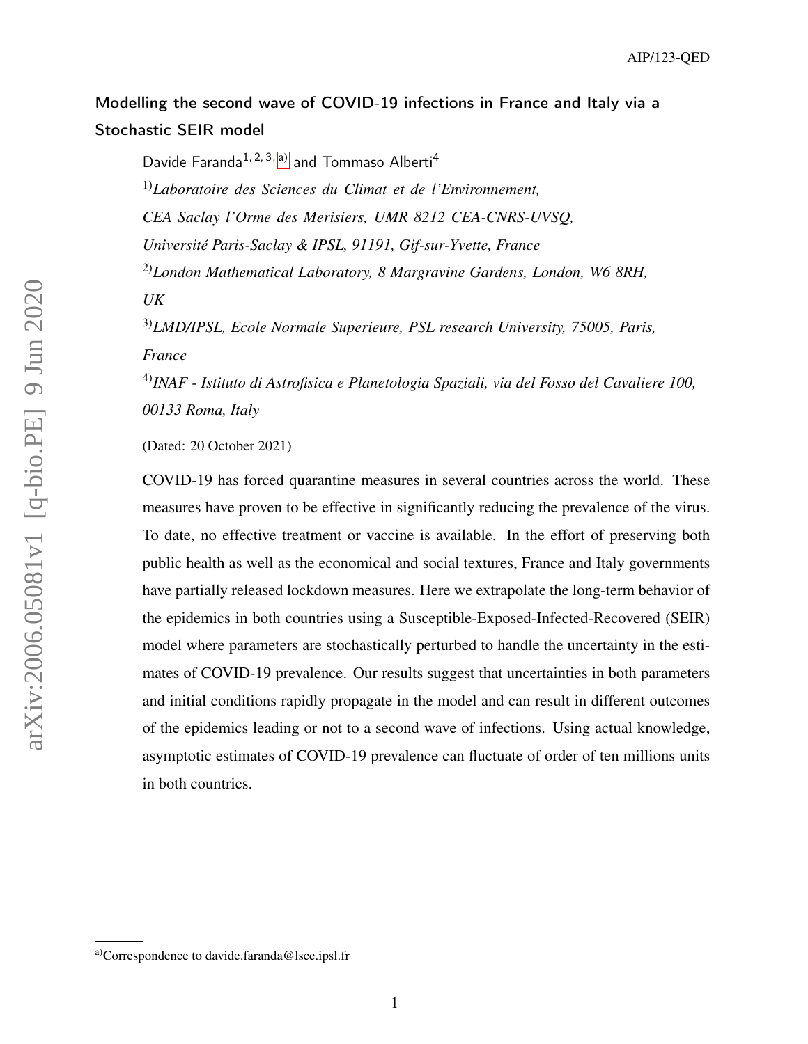# Modelling the second wave of COVID-19 infections in France and Italy via a Stochastic SEIR model

Davide Faranda[1, 2, 3, a)] and Tommaso Alberti[4]

[1)] *Laboratoire des Sciences du Climat et de l'Environnement, CEA Saclay l'Orme des Merisiers, UMR 8212 CEA-CNRS-UVSQ, Université Paris-Saclay & IPSL, 91191, Gif-sur-Yvette, France*

[2)] *London Mathematical Laboratory, 8 Margravine Gardens, London, W6 8RH, UK*

[3)] *LMD/IPSL, Ecole Normale Superieure, PSL research University, 75005, Paris, France*

[4)] *INAF - Istituto di Astrofisica e Planetologia Spaziali, via del Fosso del Cavaliere 100, 00133 Roma, Italy*

(Dated: 20 October 2021)

COVID-19 has forced quarantine measures in several countries across the world. These measures have proven to be effective in significantly reducing the prevalence of the virus. To date, no effective treatment or vaccine is available. In the effort of preserving both public health as well as the economical and social textures, France and Italy governments have partially released lockdown measures. Here we extrapolate the long-term behavior of the epidemics in both countries using a Susceptible-Exposed-Infected-Recovered (SEIR) model where parameters are stochastically perturbed to handle the uncertainty in the estimates of COVID-19 prevalence. Our results suggest that uncertainties in both parameters and initial conditions rapidly propagate in the model and can result in different outcomes of the epidemics leading or not to a second wave of infections. Using actual knowledge, asymptotic estimates of COVID-19 prevalence can fluctuate of order of ten millions units in both countries.

a) Correspondence to davide.faranda@lsce.ipsl.fr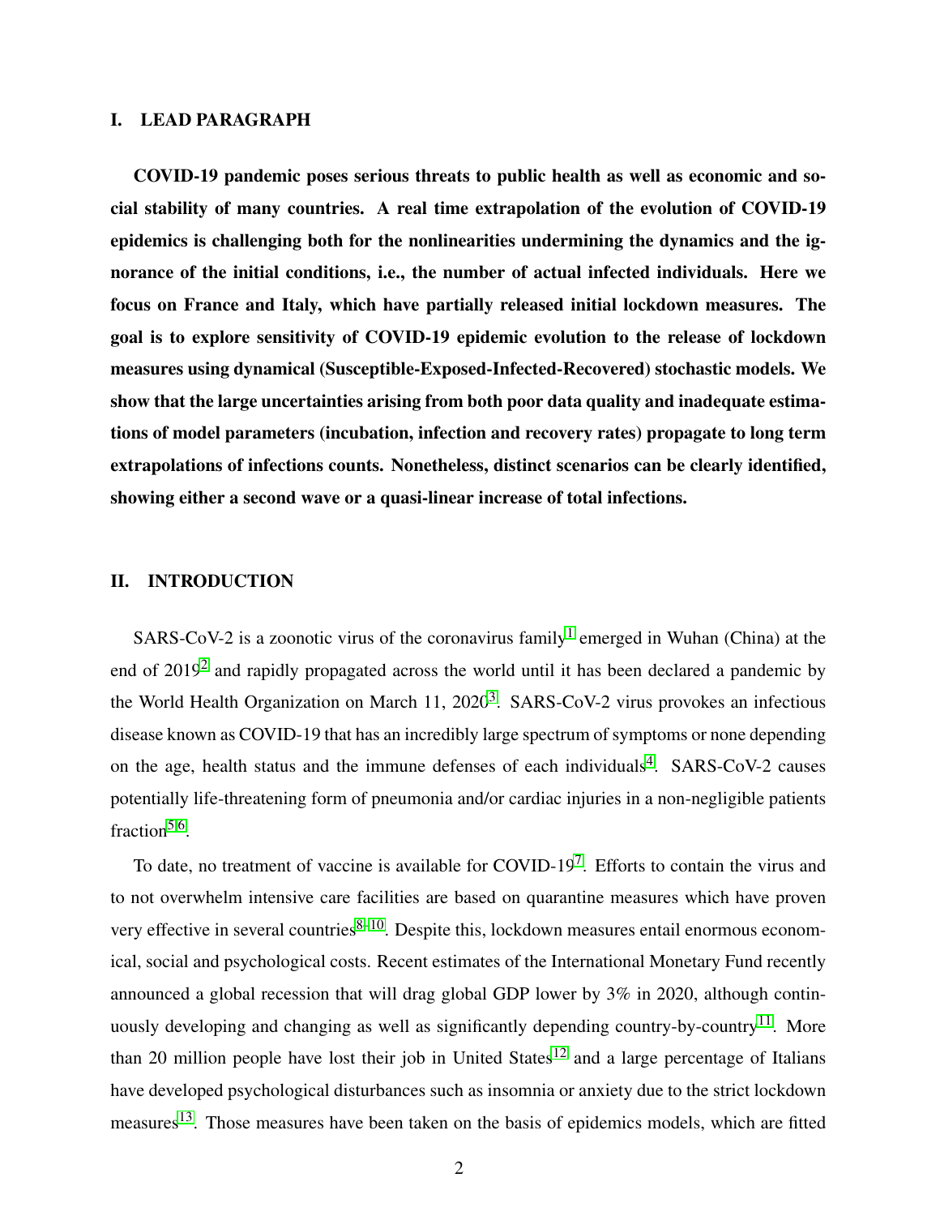## I. LEAD PARAGRAPH

**COVID-19 pandemic poses serious threats to public health as well as economic and social stability of many countries. A real time extrapolation of the evolution of COVID-19 epidemics is challenging both for the nonlinearities undermining the dynamics and the ignorance of the initial conditions, i.e., the number of actual infected individuals. Here we focus on France and Italy, which have partially released initial lockdown measures. The goal is to explore sensitivity of COVID-19 epidemic evolution to the release of lockdown measures using dynamical (Susceptible-Exposed-Infected-Recovered) stochastic models. We show that the large uncertainties arising from both poor data quality and inadequate estimations of model parameters (incubation, infection and recovery rates) propagate to long term extrapolations of infections counts. Nonetheless, distinct scenarios can be clearly identified, showing either a second wave or a quasi-linear increase of total infections.**

## II. INTRODUCTION

SARS-CoV-2 is a zoonotic virus of the coronavirus family[1] emerged in Wuhan (China) at the end of 2019[2] and rapidly propagated across the world until it has been declared a pandemic by the World Health Organization on March 11, 2020[3]. SARS-CoV-2 virus provokes an infectious disease known as COVID-19 that has an incredibly large spectrum of symptoms or none depending on the age, health status and the immune defenses of each individuals[4]. SARS-CoV-2 causes potentially life-threatening form of pneumonia and/or cardiac injuries in a non-negligible patients fraction[5,6].

To date, no treatment of vaccine is available for COVID-19[7]. Efforts to contain the virus and to not overwhelm intensive care facilities are based on quarantine measures which have proven very effective in several countries[8–10]. Despite this, lockdown measures entail enormous economical, social and psychological costs. Recent estimates of the International Monetary Fund recently announced a global recession that will drag global GDP lower by 3% in 2020, although continuously developing and changing as well as significantly depending country-by-country[11]. More than 20 million people have lost their job in United States[12] and a large percentage of Italians have developed psychological disturbances such as insomnia or anxiety due to the strict lockdown measures[13]. Those measures have been taken on the basis of epidemics models, which are fitted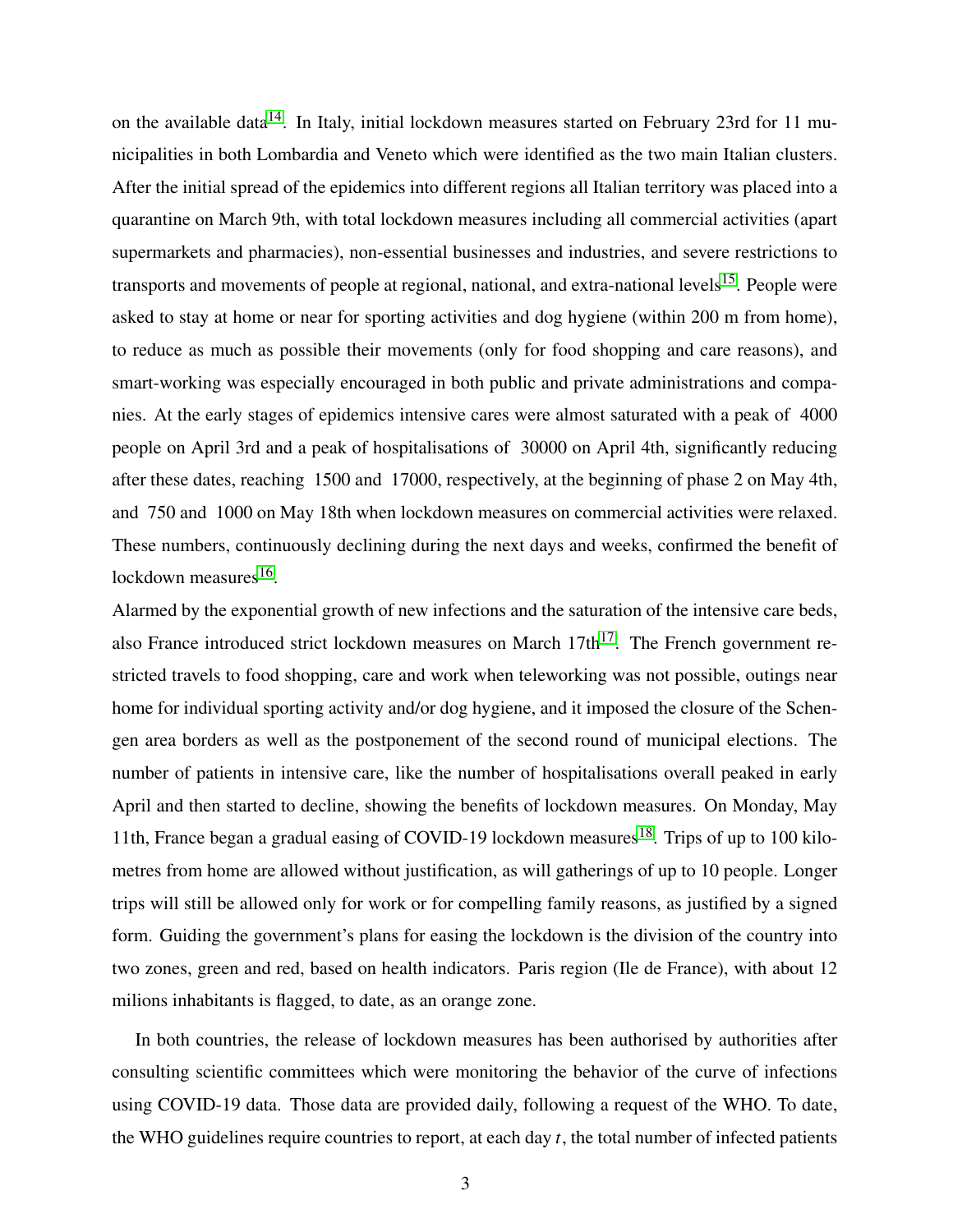on the available data[14]. In Italy, initial lockdown measures started on February 23rd for 11 municipalities in both Lombardia and Veneto which were identified as the two main Italian clusters. After the initial spread of the epidemics into different regions all Italian territory was placed into a quarantine on March 9th, with total lockdown measures including all commercial activities (apart supermarkets and pharmacies), non-essential businesses and industries, and severe restrictions to transports and movements of people at regional, national, and extra-national levels[15]. People were asked to stay at home or near for sporting activities and dog hygiene (within 200 m from home), to reduce as much as possible their movements (only for food shopping and care reasons), and smart-working was especially encouraged in both public and private administrations and companies. At the early stages of epidemics intensive cares were almost saturated with a peak of 4000 people on April 3rd and a peak of hospitalisations of 30000 on April 4th, significantly reducing after these dates, reaching 1500 and 17000, respectively, at the beginning of phase 2 on May 4th, and 750 and 1000 on May 18th when lockdown measures on commercial activities were relaxed. These numbers, continuously declining during the next days and weeks, confirmed the benefit of lockdown measures[16].

Alarmed by the exponential growth of new infections and the saturation of the intensive care beds, also France introduced strict lockdown measures on March 17th[17]. The French government restricted travels to food shopping, care and work when teleworking was not possible, outings near home for individual sporting activity and/or dog hygiene, and it imposed the closure of the Schengen area borders as well as the postponement of the second round of municipal elections. The number of patients in intensive care, like the number of hospitalisations overall peaked in early April and then started to decline, showing the benefits of lockdown measures. On Monday, May 11th, France began a gradual easing of COVID-19 lockdown measures[18]. Trips of up to 100 kilometres from home are allowed without justification, as will gatherings of up to 10 people. Longer trips will still be allowed only for work or for compelling family reasons, as justified by a signed form. Guiding the government's plans for easing the lockdown is the division of the country into two zones, green and red, based on health indicators. Paris region (Ile de France), with about 12 milions inhabitants is flagged, to date, as an orange zone.

In both countries, the release of lockdown measures has been authorised by authorities after consulting scientific committees which were monitoring the behavior of the curve of infections using COVID-19 data. Those data are provided daily, following a request of the WHO. To date, the WHO guidelines require countries to report, at each day $t$, the total number of infected patients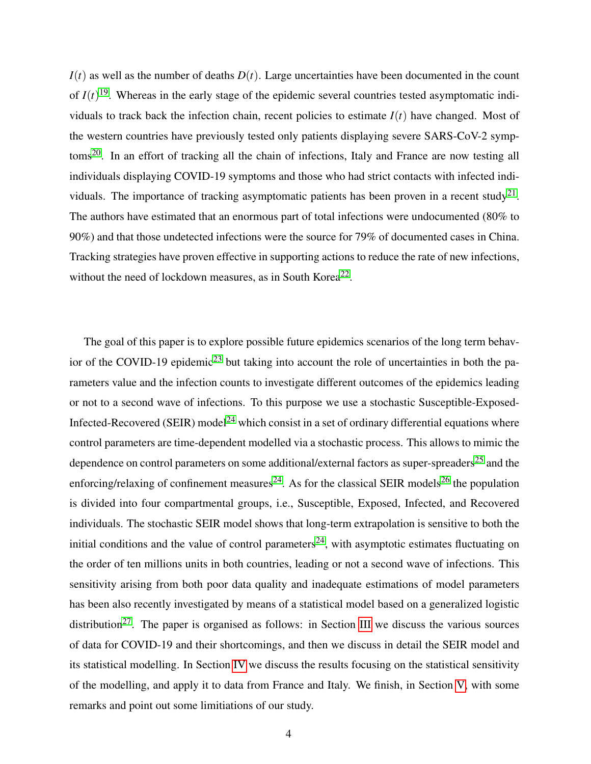$I(t)$ as well as the number of deaths $D(t)$. Large uncertainties have been documented in the count of $I(t)$[19]. Whereas in the early stage of the epidemic several countries tested asymptomatic individuals to track back the infection chain, recent policies to estimate $I(t)$ have changed. Most of the western countries have previously tested only patients displaying severe SARS-CoV-2 symptoms[20]. In an effort of tracking all the chain of infections, Italy and France are now testing all individuals displaying COVID-19 symptoms and those who had strict contacts with infected individuals. The importance of tracking asymptomatic patients has been proven in a recent study[21]. The authors have estimated that an enormous part of total infections were undocumented (80% to 90%) and that those undetected infections were the source for 79% of documented cases in China. Tracking strategies have proven effective in supporting actions to reduce the rate of new infections, without the need of lockdown measures, as in South Korea[22].

The goal of this paper is to explore possible future epidemics scenarios of the long term behavior of the COVID-19 epidemic[23] but taking into account the role of uncertainties in both the parameters value and the infection counts to investigate different outcomes of the epidemics leading or not to a second wave of infections. To this purpose we use a stochastic Susceptible-Exposed-Infected-Recovered (SEIR) model[24] which consist in a set of ordinary differential equations where control parameters are time-dependent modelled via a stochastic process. This allows to mimic the dependence on control parameters on some additional/external factors as super-spreaders[25] and the enforcing/relaxing of confinement measures[24]. As for the classical SEIR models[26] the population is divided into four compartmental groups, i.e., Susceptible, Exposed, Infected, and Recovered individuals. The stochastic SEIR model shows that long-term extrapolation is sensitive to both the initial conditions and the value of control parameters[24], with asymptotic estimates fluctuating on the order of ten millions units in both countries, leading or not a second wave of infections. This sensitivity arising from both poor data quality and inadequate estimations of model parameters has been also recently investigated by means of a statistical model based on a generalized logistic distribution[27]. The paper is organised as follows: in Section III we discuss the various sources of data for COVID-19 and their shortcomings, and then we discuss in detail the SEIR model and its statistical modelling. In Section IV we discuss the results focusing on the statistical sensitivity of the modelling, and apply it to data from France and Italy. We finish, in Section V, with some remarks and point out some limitiations of our study.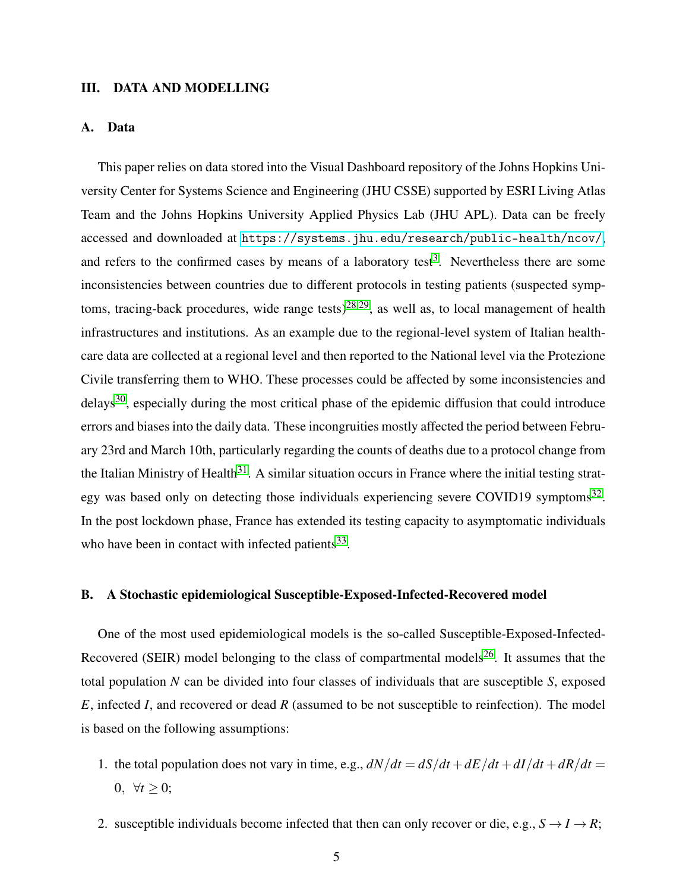## III. DATA AND MODELLING

### A. Data

This paper relies on data stored into the Visual Dashboard repository of the Johns Hopkins University Center for Systems Science and Engineering (JHU CSSE) supported by ESRI Living Atlas Team and the Johns Hopkins University Applied Physics Lab (JHU APL). Data can be freely accessed and downloaded at https://systems.jhu.edu/research/public-health/ncov/, and refers to the confirmed cases by means of a laboratory test[3]. Nevertheless there are some inconsistencies between countries due to different protocols in testing patients (suspected symptoms, tracing-back procedures, wide range tests)[28,29], as well as, to local management of health infrastructures and institutions. As an example due to the regional-level system of Italian healthcare data are collected at a regional level and then reported to the National level via the Protezione Civile transferring them to WHO. These processes could be affected by some inconsistencies and delays[30], especially during the most critical phase of the epidemic diffusion that could introduce errors and biases into the daily data. These incongruities mostly affected the period between February 23rd and March 10th, particularly regarding the counts of deaths due to a protocol change from the Italian Ministry of Health[31]. A similar situation occurs in France where the initial testing strategy was based only on detecting those individuals experiencing severe COVID19 symptoms[32]. In the post lockdown phase, France has extended its testing capacity to asymptomatic individuals who have been in contact with infected patients[33].

### B. A Stochastic epidemiological Susceptible-Exposed-Infected-Recovered model

One of the most used epidemiological models is the so-called Susceptible-Exposed-Infected-Recovered (SEIR) model belonging to the class of compartmental models[26]. It assumes that the total population $N$ can be divided into four classes of individuals that are susceptible $S$, exposed $E$, infected $I$, and recovered or dead $R$ (assumed to be not susceptible to reinfection). The model is based on the following assumptions:

1. the total population does not vary in time, e.g., $dN/dt = dS/dt + dE/dt + dI/dt + dR/dt = 0, \ \forall t \geq 0$;
2. susceptible individuals become infected that then can only recover or die, e.g., $S \rightarrow I \rightarrow R$;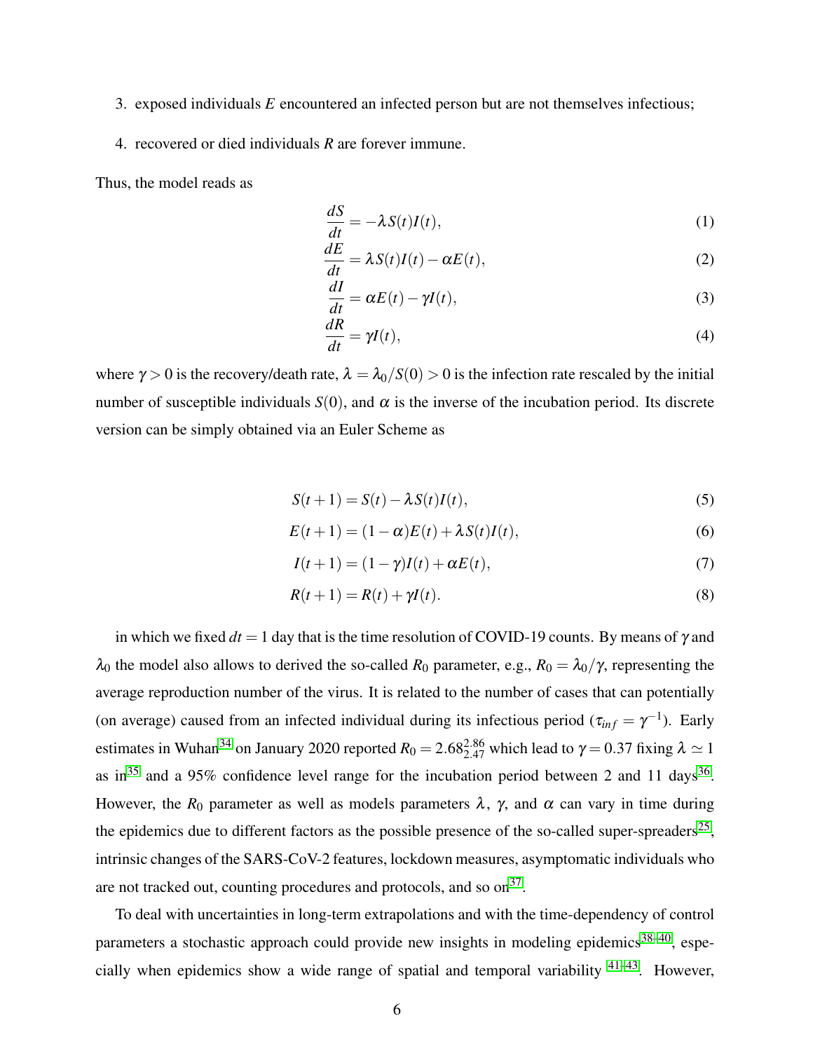3. exposed individuals $E$ encountered an infected person but are not themselves infectious;
4. recovered or died individuals $R$ are forever immune.

Thus, the model reads as

$$\frac{dS}{dt} = -\lambda S(t)I(t), \tag{1}$$

$$\frac{dE}{dt} = \lambda S(t)I(t) - \alpha E(t), \tag{2}$$

$$\frac{dI}{dt} = \alpha E(t) - \gamma I(t), \tag{3}$$

$$\frac{dR}{dt} = \gamma I(t), \tag{4}$$

where $\gamma > 0$ is the recovery/death rate, $\lambda = \lambda_0 / S(0) > 0$ is the infection rate rescaled by the initial number of susceptible individuals $S(0)$, and $\alpha$ is the inverse of the incubation period. Its discrete version can be simply obtained via an Euler Scheme as

$$S(t+1) = S(t) - \lambda S(t)I(t), \tag{5}$$

$$E(t+1) = (1-\alpha)E(t) + \lambda S(t)I(t), \tag{6}$$

$$I(t+1) = (1-\gamma)I(t) + \alpha E(t), \tag{7}$$

$$R(t+1) = R(t) + \gamma I(t). \tag{8}$$

in which we fixed $dt = 1$ day that is the time resolution of COVID-19 counts. By means of $\gamma$ and $\lambda_0$ the model also allows to derived the so-called $R_0$ parameter, e.g., $R_0 = \lambda_0/\gamma$, representing the average reproduction number of the virus. It is related to the number of cases that can potentially (on average) caused from an infected individual during its infectious period ($\tau_{inf} = \gamma^{-1}$). Early estimates in Wuhan[34] on January 2020 reported $R_0 = 2.68^{2.86}_{2.47}$ which lead to $\gamma = 0.37$ fixing $\lambda \simeq 1$ as in[35] and a 95% confidence level range for the incubation period between 2 and 11 days[36]. However, the $R_0$ parameter as well as models parameters $\lambda$, $\gamma$, and $\alpha$ can vary in time during the epidemics due to different factors as the possible presence of the so-called super-spreaders[25], intrinsic changes of the SARS-CoV-2 features, lockdown measures, asymptomatic individuals who are not tracked out, counting procedures and protocols, and so on[37].

To deal with uncertainties in long-term extrapolations and with the time-dependency of control parameters a stochastic approach could provide new insights in modeling epidemics[38–40], especially when epidemics show a wide range of spatial and temporal variability [41–43]. However,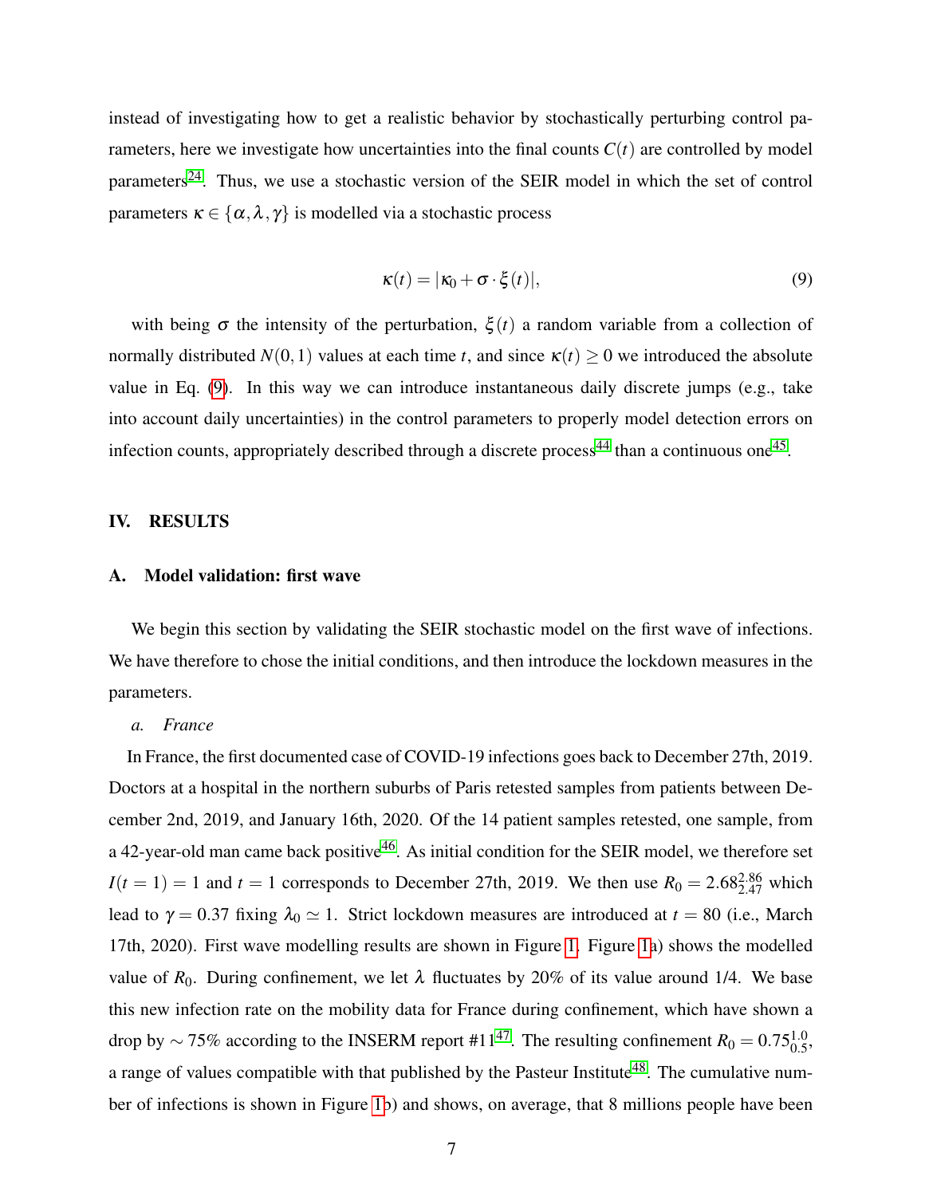instead of investigating how to get a realistic behavior by stochastically perturbing control parameters, here we investigate how uncertainties into the final counts $C(t)$ are controlled by model parameters[24]. Thus, we use a stochastic version of the SEIR model in which the set of control parameters $\kappa \in \{\alpha, \lambda, \gamma\}$ is modelled via a stochastic process

$$\kappa(t) = |\kappa_0 + \sigma \cdot \xi(t)|, \tag{9}$$

with being $\sigma$ the intensity of the perturbation, $\xi(t)$ a random variable from a collection of normally distributed $N(0,1)$ values at each time $t$, and since $\kappa(t) \geq 0$ we introduced the absolute value in Eq. (9). In this way we can introduce instantaneous daily discrete jumps (e.g., take into account daily uncertainties) in the control parameters to properly model detection errors on infection counts, appropriately described through a discrete process[44] than a continuous one[45].

## IV. RESULTS

### A. Model validation: first wave

We begin this section by validating the SEIR stochastic model on the first wave of infections. We have therefore to chose the initial conditions, and then introduce the lockdown measures in the parameters.

*a. France*

In France, the first documented case of COVID-19 infections goes back to December 27th, 2019. Doctors at a hospital in the northern suburbs of Paris retested samples from patients between December 2nd, 2019, and January 16th, 2020. Of the 14 patient samples retested, one sample, from a 42-year-old man came back positive[46]. As initial condition for the SEIR model, we therefore set $I(t=1) = 1$ and $t = 1$ corresponds to December 27th, 2019. We then use $R_0 = 2.68^{2.86}_{2.47}$ which lead to $\gamma = 0.37$ fixing $\lambda_0 \simeq 1$. Strict lockdown measures are introduced at $t = 80$ (i.e., March 17th, 2020). First wave modelling results are shown in Figure 1. Figure 1a) shows the modelled value of $R_0$. During confinement, we let $\lambda$ fluctuates by 20% of its value around 1/4. We base this new infection rate on the mobility data for France during confinement, which have shown a drop by $\sim 75\%$ according to the INSERM report #11[47]. The resulting confinement $R_0 = 0.75^{1.0}_{0.5}$, a range of values compatible with that published by the Pasteur Institute[48]. The cumulative number of infections is shown in Figure 1b) and shows, on average, that 8 millions people have been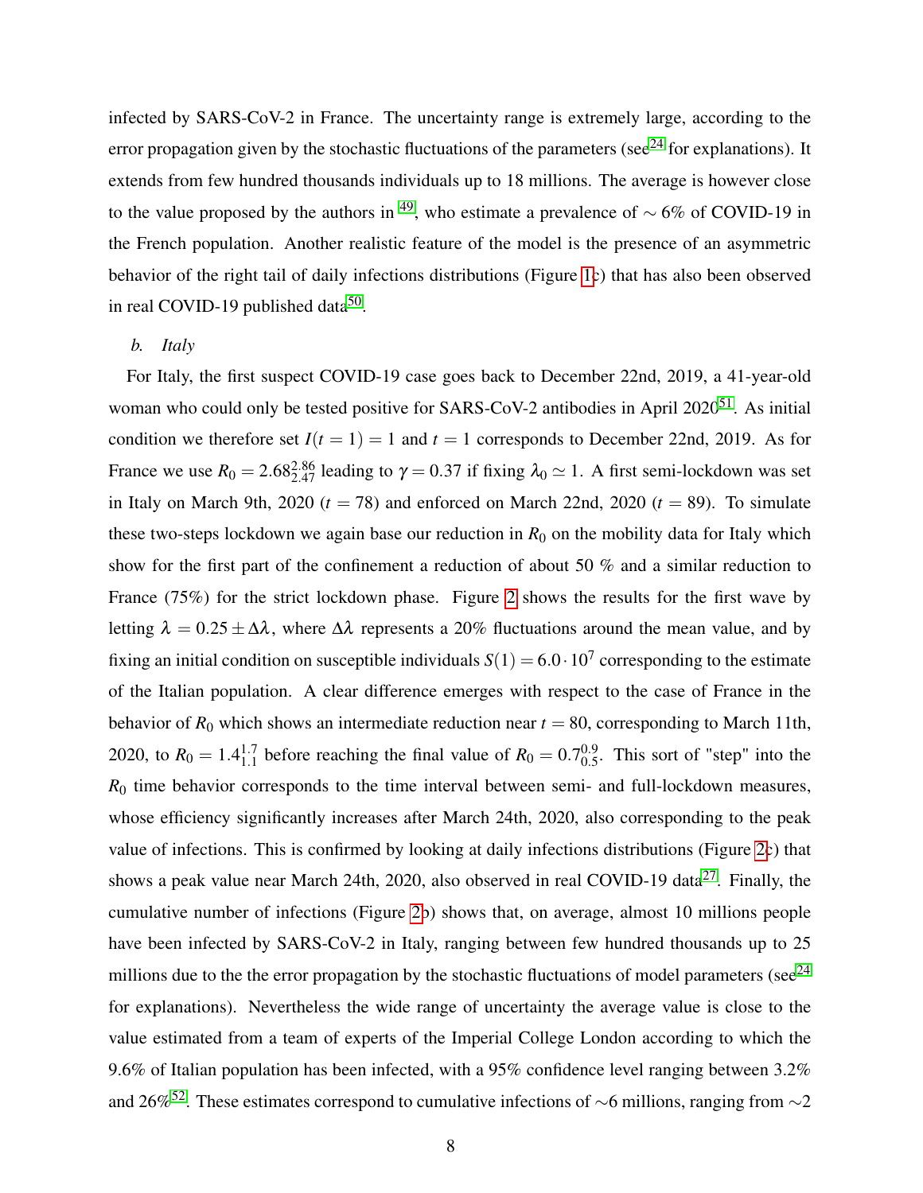infected by SARS-CoV-2 in France. The uncertainty range is extremely large, according to the error propagation given by the stochastic fluctuations of the parameters (see[24] for explanations). It extends from few hundred thousands individuals up to 18 millions. The average is however close to the value proposed by the authors in [49], who estimate a prevalence of $\sim 6\%$ of COVID-19 in the French population. Another realistic feature of the model is the presence of an asymmetric behavior of the right tail of daily infections distributions (Figure 1c) that has also been observed in real COVID-19 published data[50].

### b. *Italy*

For Italy, the first suspect COVID-19 case goes back to December 22nd, 2019, a 41-year-old woman who could only be tested positive for SARS-CoV-2 antibodies in April 2020[51]. As initial condition we therefore set $I(t=1)=1$ and $t=1$ corresponds to December 22nd, 2019. As for France we use $R_0 = 2.68^{2.86}_{2.47}$ leading to $\gamma = 0.37$ if fixing $\lambda_0 \simeq 1$. A first semi-lockdown was set in Italy on March 9th, 2020 ($t=78$) and enforced on March 22nd, 2020 ($t=89$). To simulate these two-steps lockdown we again base our reduction in $R_0$ on the mobility data for Italy which show for the first part of the confinement a reduction of about 50 % and a similar reduction to France (75%) for the strict lockdown phase. Figure 2 shows the results for the first wave by letting $\lambda = 0.25 \pm \Delta\lambda$, where $\Delta\lambda$ represents a 20% fluctuations around the mean value, and by fixing an initial condition on susceptible individuals $S(1) = 6.0 \cdot 10^7$ corresponding to the estimate of the Italian population. A clear difference emerges with respect to the case of France in the behavior of $R_0$ which shows an intermediate reduction near $t=80$, corresponding to March 11th, 2020, to $R_0 = 1.4^{1.7}_{1.1}$ before reaching the final value of $R_0 = 0.7^{0.9}_{0.5}$. This sort of "step" into the $R_0$ time behavior corresponds to the time interval between semi- and full-lockdown measures, whose efficiency significantly increases after March 24th, 2020, also corresponding to the peak value of infections. This is confirmed by looking at daily infections distributions (Figure 2c) that shows a peak value near March 24th, 2020, also observed in real COVID-19 data[27]. Finally, the cumulative number of infections (Figure 2b) shows that, on average, almost 10 millions people have been infected by SARS-CoV-2 in Italy, ranging between few hundred thousands up to 25 millions due to the the error propagation by the stochastic fluctuations of model parameters (see[24] for explanations). Nevertheless the wide range of uncertainty the average value is close to the value estimated from a team of experts of the Imperial College London according to which the 9.6% of Italian population has been infected, with a 95% confidence level ranging between 3.2% and 26%[52]. These estimates correspond to cumulative infections of $\sim$6 millions, ranging from $\sim$2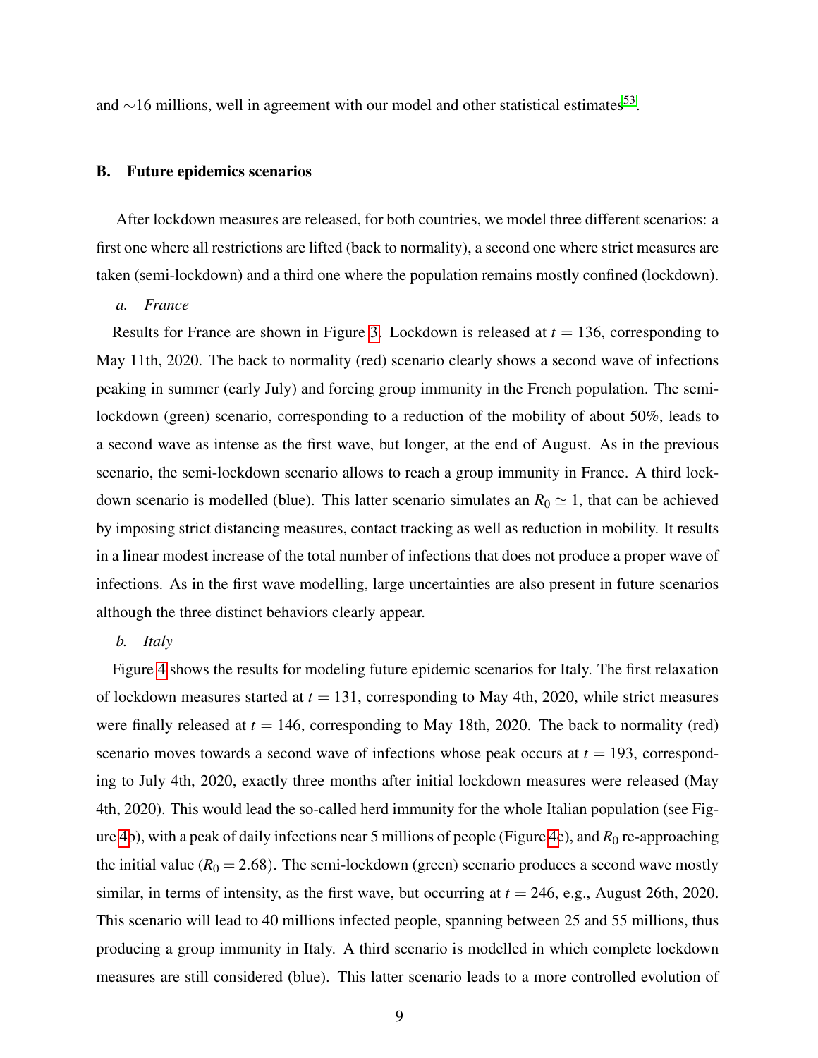and ∼16 millions, well in agreement with our model and other statistical estimates[53].

### B. Future epidemics scenarios

After lockdown measures are released, for both countries, we model three different scenarios: a first one where all restrictions are lifted (back to normality), a second one where strict measures are taken (semi-lockdown) and a third one where the population remains mostly confined (lockdown).

*a. France*

Results for France are shown in Figure 3. Lockdown is released at $t = 136$, corresponding to May 11th, 2020. The back to normality (red) scenario clearly shows a second wave of infections peaking in summer (early July) and forcing group immunity in the French population. The semi-lockdown (green) scenario, corresponding to a reduction of the mobility of about 50%, leads to a second wave as intense as the first wave, but longer, at the end of August. As in the previous scenario, the semi-lockdown scenario allows to reach a group immunity in France. A third lockdown scenario is modelled (blue). This latter scenario simulates an $R_0 \simeq 1$, that can be achieved by imposing strict distancing measures, contact tracking as well as reduction in mobility. It results in a linear modest increase of the total number of infections that does not produce a proper wave of infections. As in the first wave modelling, large uncertainties are also present in future scenarios although the three distinct behaviors clearly appear.

*b. Italy*

Figure 4 shows the results for modeling future epidemic scenarios for Italy. The first relaxation of lockdown measures started at $t = 131$, corresponding to May 4th, 2020, while strict measures were finally released at $t = 146$, corresponding to May 18th, 2020. The back to normality (red) scenario moves towards a second wave of infections whose peak occurs at $t = 193$, corresponding to July 4th, 2020, exactly three months after initial lockdown measures were released (May 4th, 2020). This would lead the so-called herd immunity for the whole Italian population (see Figure 4b), with a peak of daily infections near 5 millions of people (Figure 4c), and $R_0$ re-approaching the initial value ($R_0 = 2.68$). The semi-lockdown (green) scenario produces a second wave mostly similar, in terms of intensity, as the first wave, but occurring at $t = 246$, e.g., August 26th, 2020. This scenario will lead to 40 millions infected people, spanning between 25 and 55 millions, thus producing a group immunity in Italy. A third scenario is modelled in which complete lockdown measures are still considered (blue). This latter scenario leads to a more controlled evolution of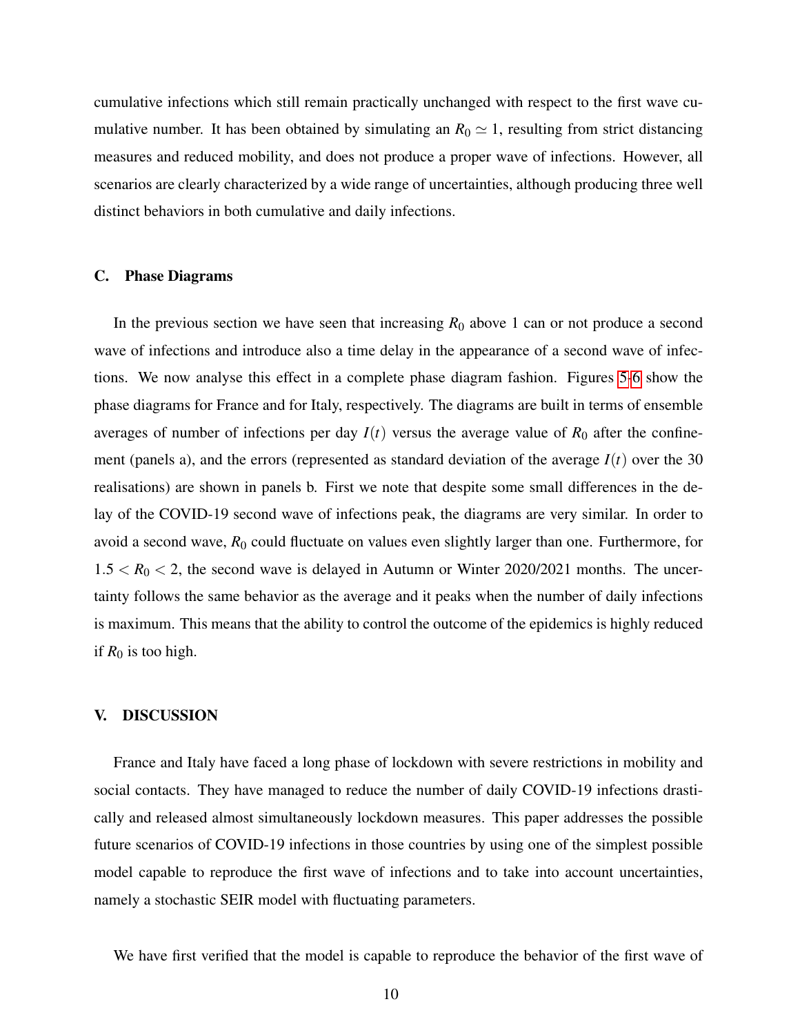cumulative infections which still remain practically unchanged with respect to the first wave cumulative number. It has been obtained by simulating an $R_0 \simeq 1$, resulting from strict distancing measures and reduced mobility, and does not produce a proper wave of infections. However, all scenarios are clearly characterized by a wide range of uncertainties, although producing three well distinct behaviors in both cumulative and daily infections.

### C. Phase Diagrams

In the previous section we have seen that increasing $R_0$ above 1 can or not produce a second wave of infections and introduce also a time delay in the appearance of a second wave of infections. We now analyse this effect in a complete phase diagram fashion. Figures 5-6 show the phase diagrams for France and for Italy, respectively. The diagrams are built in terms of ensemble averages of number of infections per day $I(t)$ versus the average value of $R_0$ after the confinement (panels a), and the errors (represented as standard deviation of the average $I(t)$ over the 30 realisations) are shown in panels b. First we note that despite some small differences in the delay of the COVID-19 second wave of infections peak, the diagrams are very similar. In order to avoid a second wave, $R_0$ could fluctuate on values even slightly larger than one. Furthermore, for $1.5 < R_0 < 2$, the second wave is delayed in Autumn or Winter 2020/2021 months. The uncertainty follows the same behavior as the average and it peaks when the number of daily infections is maximum. This means that the ability to control the outcome of the epidemics is highly reduced if $R_0$ is too high.

## V. DISCUSSION

France and Italy have faced a long phase of lockdown with severe restrictions in mobility and social contacts. They have managed to reduce the number of daily COVID-19 infections drastically and released almost simultaneously lockdown measures. This paper addresses the possible future scenarios of COVID-19 infections in those countries by using one of the simplest possible model capable to reproduce the first wave of infections and to take into account uncertainties, namely a stochastic SEIR model with fluctuating parameters.

We have first verified that the model is capable to reproduce the behavior of the first wave of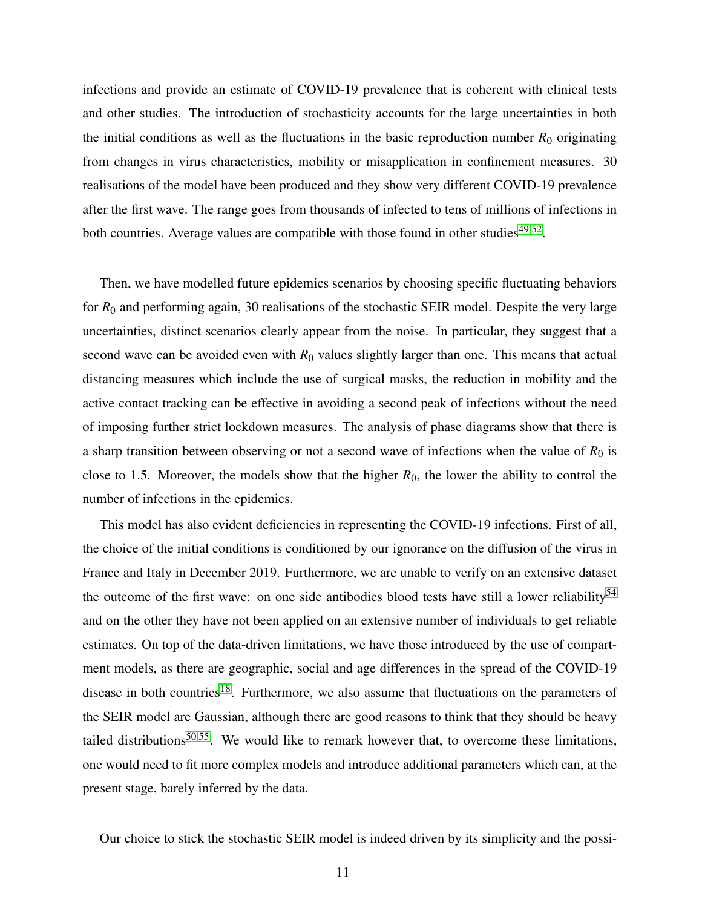infections and provide an estimate of COVID-19 prevalence that is coherent with clinical tests and other studies. The introduction of stochasticity accounts for the large uncertainties in both the initial conditions as well as the fluctuations in the basic reproduction number $R_0$ originating from changes in virus characteristics, mobility or misapplication in confinement measures. 30 realisations of the model have been produced and they show very different COVID-19 prevalence after the first wave. The range goes from thousands of infected to tens of millions of infections in both countries. Average values are compatible with those found in other studies[49,52].

Then, we have modelled future epidemics scenarios by choosing specific fluctuating behaviors for $R_0$ and performing again, 30 realisations of the stochastic SEIR model. Despite the very large uncertainties, distinct scenarios clearly appear from the noise. In particular, they suggest that a second wave can be avoided even with $R_0$ values slightly larger than one. This means that actual distancing measures which include the use of surgical masks, the reduction in mobility and the active contact tracking can be effective in avoiding a second peak of infections without the need of imposing further strict lockdown measures. The analysis of phase diagrams show that there is a sharp transition between observing or not a second wave of infections when the value of $R_0$ is close to 1.5. Moreover, the models show that the higher $R_0$, the lower the ability to control the number of infections in the epidemics.

This model has also evident deficiencies in representing the COVID-19 infections. First of all, the choice of the initial conditions is conditioned by our ignorance on the diffusion of the virus in France and Italy in December 2019. Furthermore, we are unable to verify on an extensive dataset the outcome of the first wave: on one side antibodies blood tests have still a lower reliability[54] and on the other they have not been applied on an extensive number of individuals to get reliable estimates. On top of the data-driven limitations, we have those introduced by the use of compartment models, as there are geographic, social and age differences in the spread of the COVID-19 disease in both countries[18]. Furthermore, we also assume that fluctuations on the parameters of the SEIR model are Gaussian, although there are good reasons to think that they should be heavy tailed distributions[50,55]. We would like to remark however that, to overcome these limitations, one would need to fit more complex models and introduce additional parameters which can, at the present stage, barely inferred by the data.

Our choice to stick the stochastic SEIR model is indeed driven by its simplicity and the possi-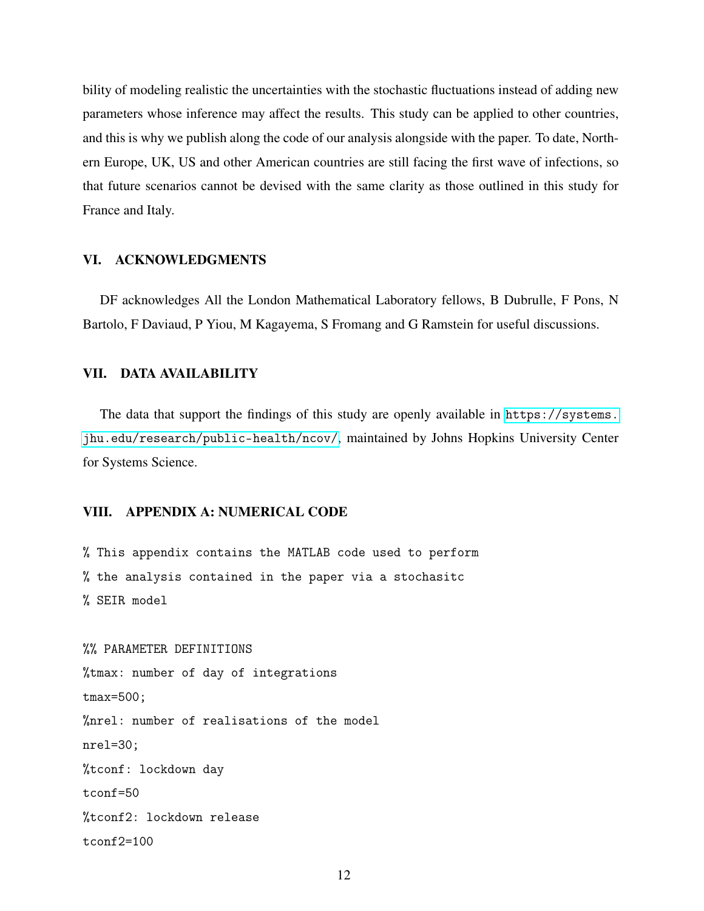bility of modeling realistic the uncertainties with the stochastic fluctuations instead of adding new parameters whose inference may affect the results. This study can be applied to other countries, and this is why we publish along the code of our analysis alongside with the paper. To date, Northern Europe, UK, US and other American countries are still facing the first wave of infections, so that future scenarios cannot be devised with the same clarity as those outlined in this study for France and Italy.

## VI. ACKNOWLEDGMENTS

DF acknowledges All the London Mathematical Laboratory fellows, B Dubrulle, F Pons, N Bartolo, F Daviaud, P Yiou, M Kagayema, S Fromang and G Ramstein for useful discussions.

## VII. DATA AVAILABILITY

The data that support the findings of this study are openly available in https://systems.jhu.edu/research/public-health/ncov/, maintained by Johns Hopkins University Center for Systems Science.

## VIII. APPENDIX A: NUMERICAL CODE

```
% This appendix contains the MATLAB code used to perform
% the analysis contained in the paper via a stochasitc
% SEIR model

%% PARAMETER DEFINITIONS
%tmax: number of day of integrations
tmax=500;
%nrel: number of realisations of the model
nrel=30;
%tconf: lockdown day
tconf=50
%tconf2: lockdown release
tconf2=100
```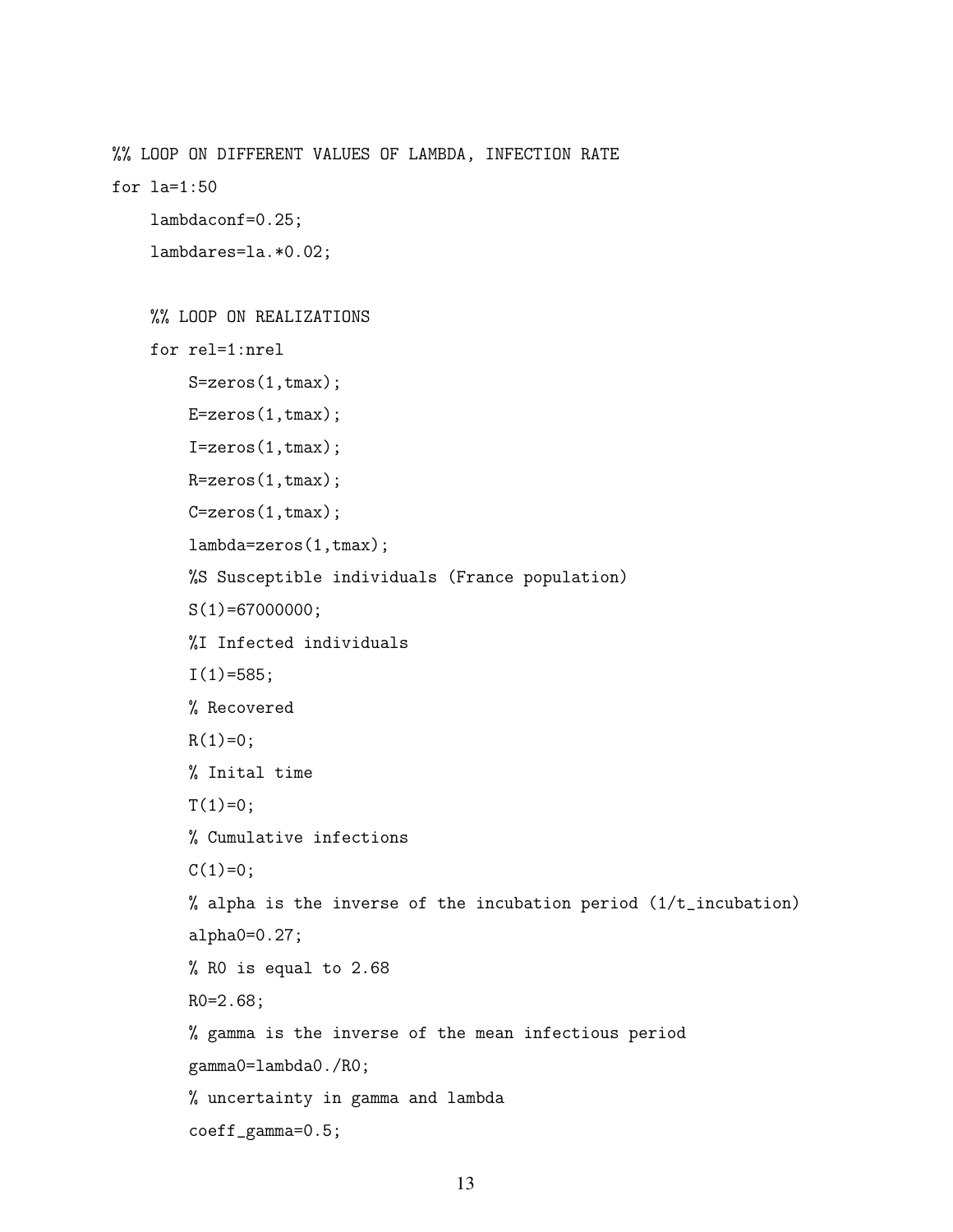```
%% LOOP ON DIFFERENT VALUES OF LAMBDA, INFECTION RATE
for la=1:50
    lambdaconf=0.25;
    lambdares=la.*0.02;

    %% LOOP ON REALIZATIONS
    for rel=1:nrel
        S=zeros(1,tmax);
        E=zeros(1,tmax);
        I=zeros(1,tmax);
        R=zeros(1,tmax);
        C=zeros(1,tmax);
        lambda=zeros(1,tmax);
        %S Susceptible individuals (France population)
        S(1)=67000000;
        %I Infected individuals
        I(1)=585;
        % Recovered
        R(1)=0;
        % Inital time
        T(1)=0;
        % Cumulative infections
        C(1)=0;
        % alpha is the inverse of the incubation period (1/t_incubation)
        alpha0=0.27;
        % R0 is equal to 2.68
        R0=2.68;
        % gamma is the inverse of the mean infectious period
        gamma0=lambda0./R0;
        % uncertainty in gamma and lambda
        coeff_gamma=0.5;
```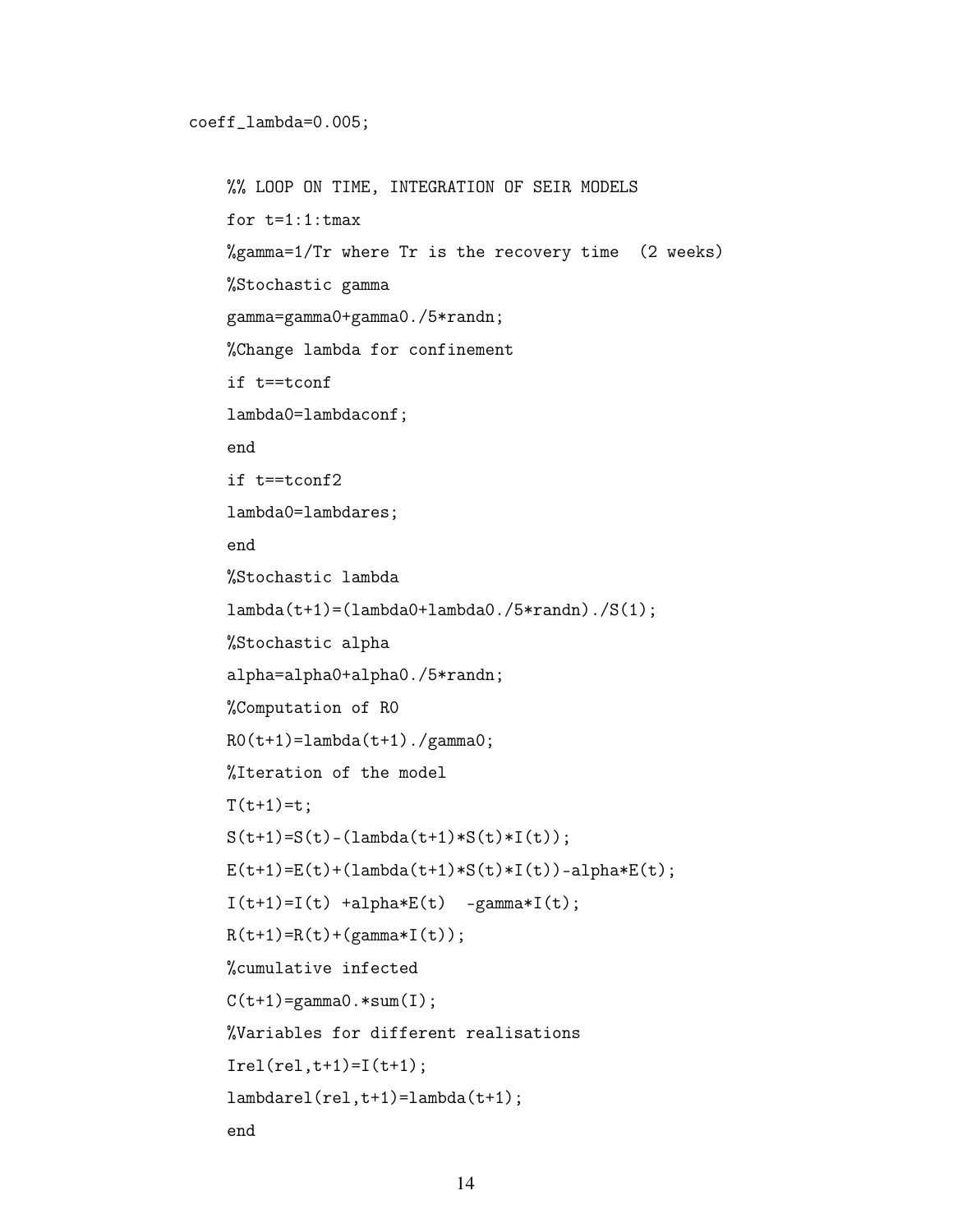```
coeff_lambda=0.005;

    %% LOOP ON TIME, INTEGRATION OF SEIR MODELS
    for t=1:1:tmax
    %gamma=1/Tr where Tr is the recovery time  (2 weeks)
    %Stochastic gamma
    gamma=gamma0+gamma0./5*randn;
    %Change lambda for confinement
    if t==tconf
    lambda0=lambdaconf;
    end
    if t==tconf2
    lambda0=lambdares;
    end
    %Stochastic lambda
    lambda(t+1)=(lambda0+lambda0./5*randn)./S(1);
    %Stochastic alpha
    alpha=alpha0+alpha0./5*randn;
    %Computation of R0
    R0(t+1)=lambda(t+1)./gamma0;
    %Iteration of the model
    T(t+1)=t;
    S(t+1)=S(t)-(lambda(t+1)*S(t)*I(t));
    E(t+1)=E(t)+(lambda(t+1)*S(t)*I(t))-alpha*E(t);
    I(t+1)=I(t) +alpha*E(t)  -gamma*I(t);
    R(t+1)=R(t)+(gamma*I(t));
    %cumulative infected
    C(t+1)=gamma0.*sum(I);
    %Variables for different realisations
    Irel(rel,t+1)=I(t+1);
    lambdarel(rel,t+1)=lambda(t+1);
    end
```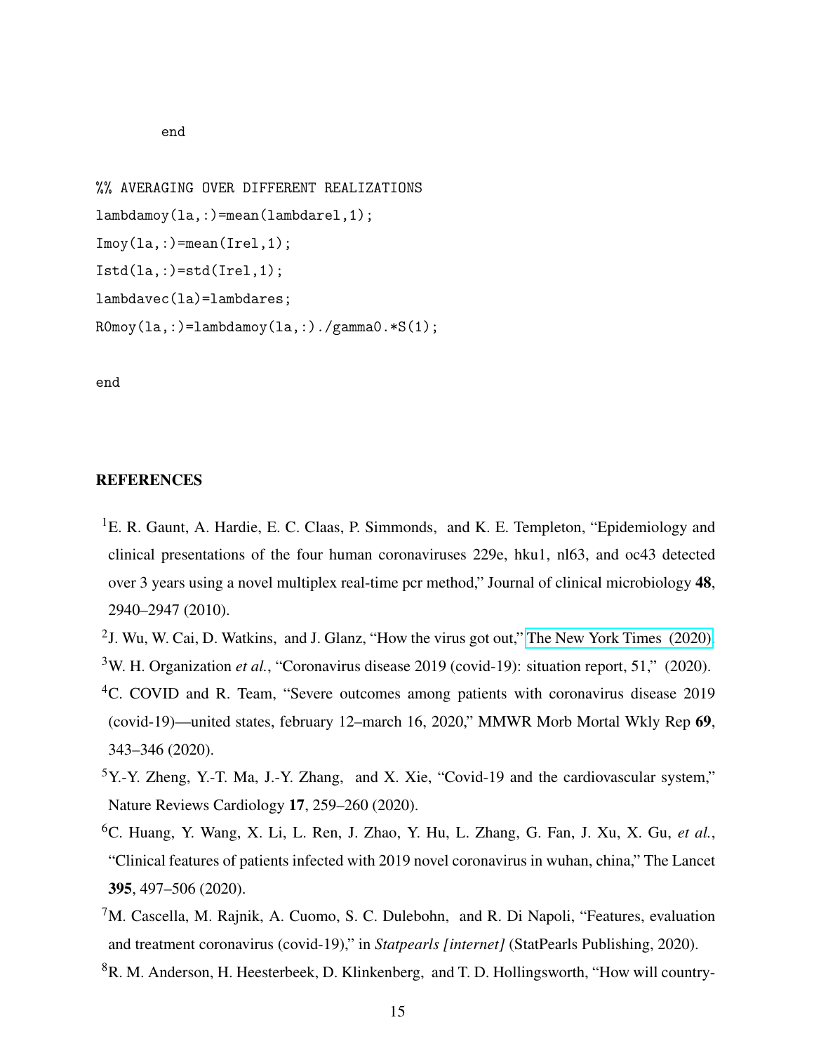```
        end

%% AVERAGING OVER DIFFERENT REALIZATIONS
lambdamoy(la,:)=mean(lambdarel,1);
Imoy(la,:)=mean(Irel,1);
Istd(la,:)=std(Irel,1);
lambdavec(la)=lambdares;
R0moy(la,:)=lambdamoy(la,:)./gamma0.*S(1);

end
```

## REFERENCES

[1] E. R. Gaunt, A. Hardie, E. C. Claas, P. Simmonds, and K. E. Templeton, "Epidemiology and clinical presentations of the four human coronaviruses 229e, hku1, nl63, and oc43 detected over 3 years using a novel multiplex real-time pcr method," Journal of clinical microbiology **48**, 2940–2947 (2010).

[2] J. Wu, W. Cai, D. Watkins, and J. Glanz, "How the virus got out," The New York Times (2020).

[3] W. H. Organization *et al.*, "Coronavirus disease 2019 (covid-19): situation report, 51," (2020).

[4] C. COVID and R. Team, "Severe outcomes among patients with coronavirus disease 2019 (covid-19)—united states, february 12–march 16, 2020," MMWR Morb Mortal Wkly Rep **69**, 343–346 (2020).

[5] Y.-Y. Zheng, Y.-T. Ma, J.-Y. Zhang, and X. Xie, "Covid-19 and the cardiovascular system," Nature Reviews Cardiology **17**, 259–260 (2020).

[6] C. Huang, Y. Wang, X. Li, L. Ren, J. Zhao, Y. Hu, L. Zhang, G. Fan, J. Xu, X. Gu, *et al.*, "Clinical features of patients infected with 2019 novel coronavirus in wuhan, china," The Lancet **395**, 497–506 (2020).

[7] M. Cascella, M. Rajnik, A. Cuomo, S. C. Dulebohn, and R. Di Napoli, "Features, evaluation and treatment coronavirus (covid-19)," in *Statpearls [internet]* (StatPearls Publishing, 2020).

[8] R. M. Anderson, H. Heesterbeek, D. Klinkenberg, and T. D. Hollingsworth, "How will country-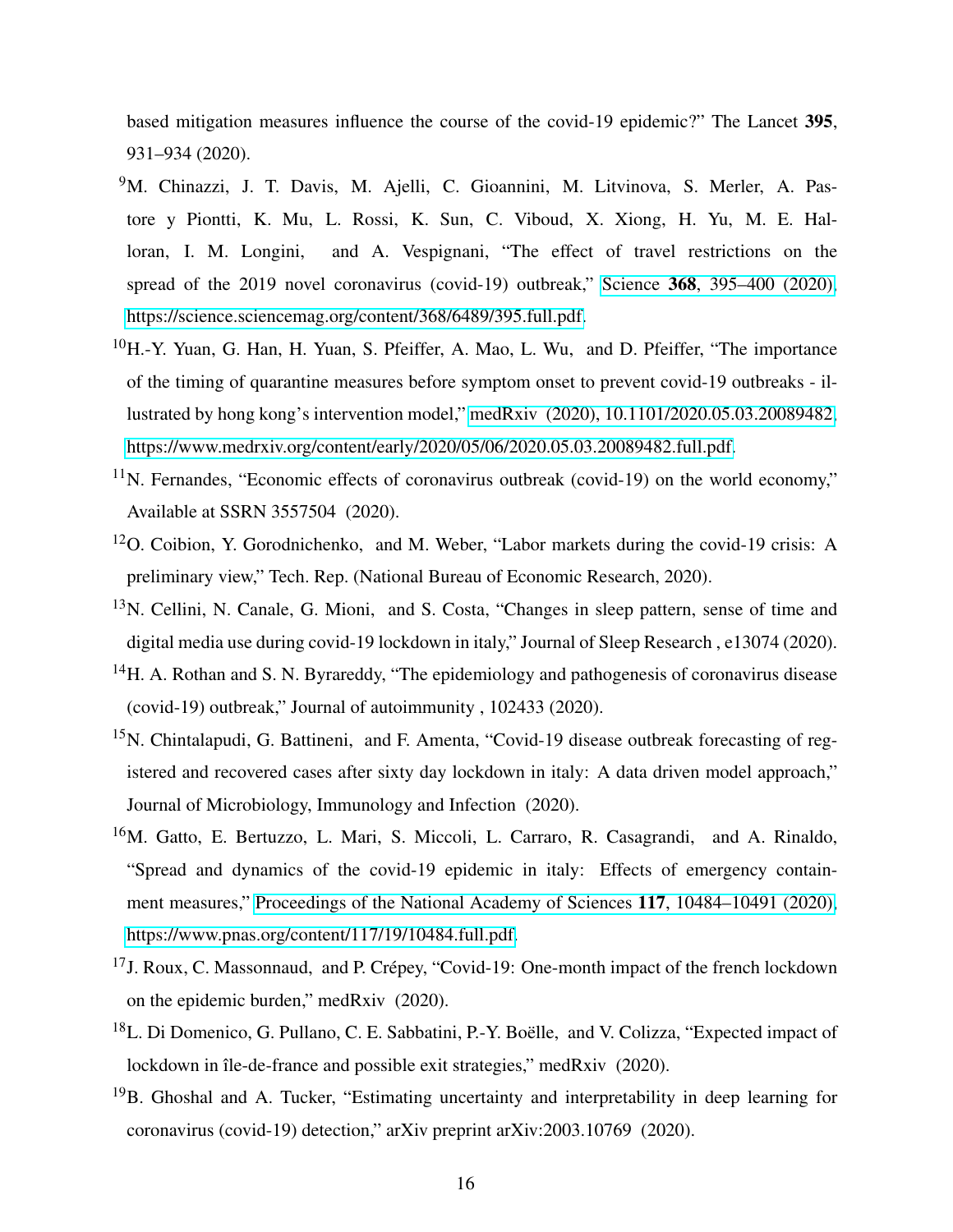based mitigation measures influence the course of the covid-19 epidemic?" The Lancet **395**, 931–934 (2020).

[9]M. Chinazzi, J. T. Davis, M. Ajelli, C. Gioannini, M. Litvinova, S. Merler, A. Pastore y Piontti, K. Mu, L. Rossi, K. Sun, C. Viboud, X. Xiong, H. Yu, M. E. Halloran, I. M. Longini, and A. Vespignani, "The effect of travel restrictions on the spread of the 2019 novel coronavirus (covid-19) outbreak," Science **368**, 395–400 (2020), https://science.sciencemag.org/content/368/6489/395.full.pdf.

[10]H.-Y. Yuan, G. Han, H. Yuan, S. Pfeiffer, A. Mao, L. Wu, and D. Pfeiffer, "The importance of the timing of quarantine measures before symptom onset to prevent covid-19 outbreaks - illustrated by hong kong's intervention model," medRxiv (2020), 10.1101/2020.05.03.20089482, https://www.medrxiv.org/content/early/2020/05/06/2020.05.03.20089482.full.pdf.

[11]N. Fernandes, "Economic effects of coronavirus outbreak (covid-19) on the world economy," Available at SSRN 3557504 (2020).

[12]O. Coibion, Y. Gorodnichenko, and M. Weber, "Labor markets during the covid-19 crisis: A preliminary view," Tech. Rep. (National Bureau of Economic Research, 2020).

[13]N. Cellini, N. Canale, G. Mioni, and S. Costa, "Changes in sleep pattern, sense of time and digital media use during covid-19 lockdown in italy," Journal of Sleep Research , e13074 (2020).

[14]H. A. Rothan and S. N. Byrareddy, "The epidemiology and pathogenesis of coronavirus disease (covid-19) outbreak," Journal of autoimmunity , 102433 (2020).

[15]N. Chintalapudi, G. Battineni, and F. Amenta, "Covid-19 disease outbreak forecasting of registered and recovered cases after sixty day lockdown in italy: A data driven model approach," Journal of Microbiology, Immunology and Infection (2020).

[16]M. Gatto, E. Bertuzzo, L. Mari, S. Miccoli, L. Carraro, R. Casagrandi, and A. Rinaldo, "Spread and dynamics of the covid-19 epidemic in italy: Effects of emergency containment measures," Proceedings of the National Academy of Sciences **117**, 10484–10491 (2020), https://www.pnas.org/content/117/19/10484.full.pdf.

[17]J. Roux, C. Massonnaud, and P. Crépey, "Covid-19: One-month impact of the french lockdown on the epidemic burden," medRxiv (2020).

[18]L. Di Domenico, G. Pullano, C. E. Sabbatini, P.-Y. Boëlle, and V. Colizza, "Expected impact of lockdown in île-de-france and possible exit strategies," medRxiv (2020).

[19]B. Ghoshal and A. Tucker, "Estimating uncertainty and interpretability in deep learning for coronavirus (covid-19) detection," arXiv preprint arXiv:2003.10769 (2020).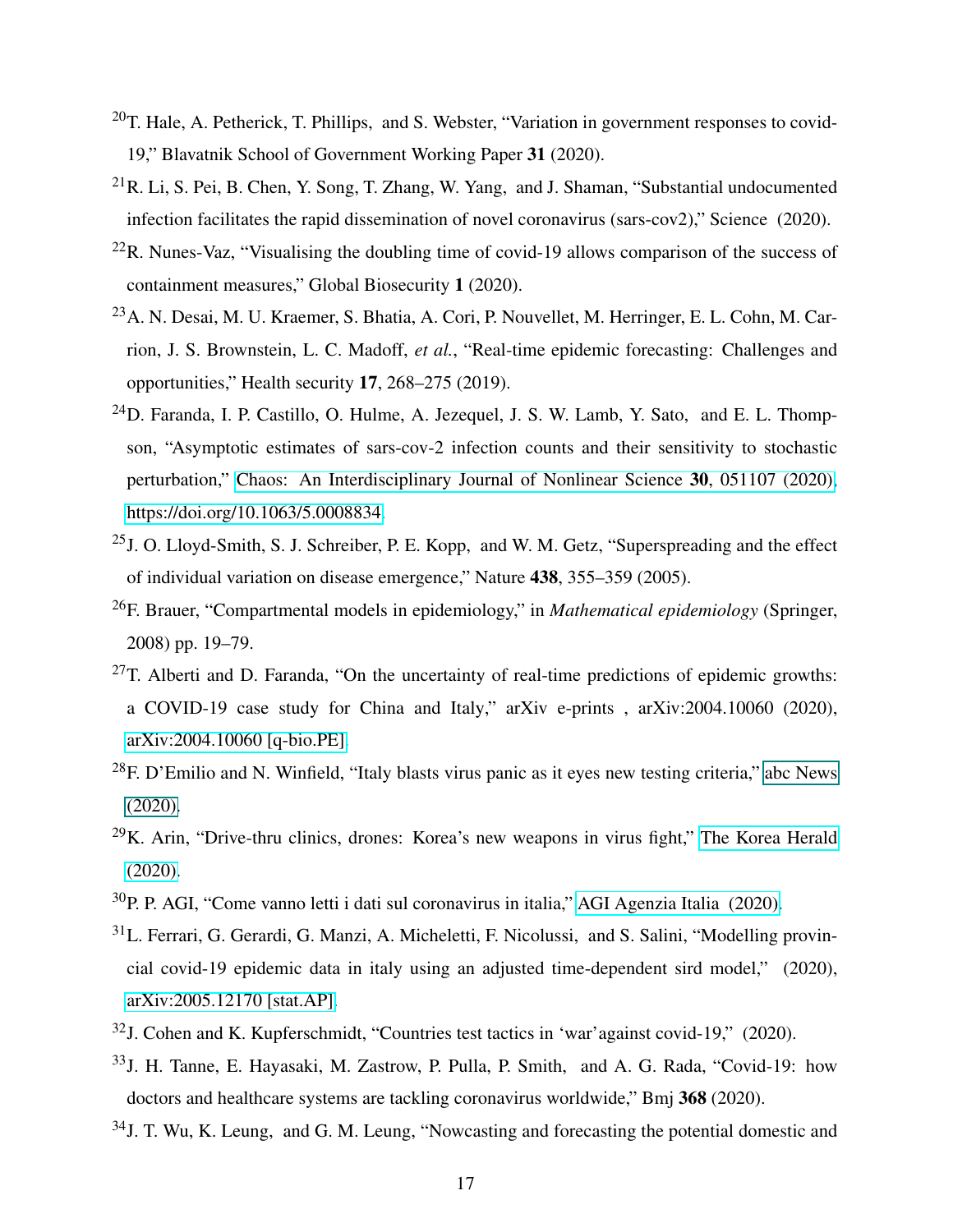[20] T. Hale, A. Petherick, T. Phillips, and S. Webster, "Variation in government responses to covid-19," Blavatnik School of Government Working Paper **31** (2020).

[21] R. Li, S. Pei, B. Chen, Y. Song, T. Zhang, W. Yang, and J. Shaman, "Substantial undocumented infection facilitates the rapid dissemination of novel coronavirus (sars-cov2)," Science (2020).

[22] R. Nunes-Vaz, "Visualising the doubling time of covid-19 allows comparison of the success of containment measures," Global Biosecurity **1** (2020).

[23] A. N. Desai, M. U. Kraemer, S. Bhatia, A. Cori, P. Nouvellet, M. Herringer, E. L. Cohn, M. Carrion, J. S. Brownstein, L. C. Madoff, *et al.*, "Real-time epidemic forecasting: Challenges and opportunities," Health security **17**, 268–275 (2019).

[24] D. Faranda, I. P. Castillo, O. Hulme, A. Jezequel, J. S. W. Lamb, Y. Sato, and E. L. Thompson, "Asymptotic estimates of sars-cov-2 infection counts and their sensitivity to stochastic perturbation," Chaos: An Interdisciplinary Journal of Nonlinear Science **30**, 051107 (2020), https://doi.org/10.1063/5.0008834.

[25] J. O. Lloyd-Smith, S. J. Schreiber, P. E. Kopp, and W. M. Getz, "Superspreading and the effect of individual variation on disease emergence," Nature **438**, 355–359 (2005).

[26] F. Brauer, "Compartmental models in epidemiology," in *Mathematical epidemiology* (Springer, 2008) pp. 19–79.

[27] T. Alberti and D. Faranda, "On the uncertainty of real-time predictions of epidemic growths: a COVID-19 case study for China and Italy," arXiv e-prints , arXiv:2004.10060 (2020), arXiv:2004.10060 [q-bio.PE].

[28] F. D'Emilio and N. Winfield, "Italy blasts virus panic as it eyes new testing criteria," abc News (2020).

[29] K. Arin, "Drive-thru clinics, drones: Korea's new weapons in virus fight," The Korea Herald (2020).

[30] P. P. AGI, "Come vanno letti i dati sul coronavirus in italia," AGI Agenzia Italia (2020).

[31] L. Ferrari, G. Gerardi, G. Manzi, A. Micheletti, F. Nicolussi, and S. Salini, "Modelling provincial covid-19 epidemic data in italy using an adjusted time-dependent sird model," (2020), arXiv:2005.12170 [stat.AP].

[32] J. Cohen and K. Kupferschmidt, "Countries test tactics in 'war'against covid-19," (2020).

[33] J. H. Tanne, E. Hayasaki, M. Zastrow, P. Pulla, P. Smith, and A. G. Rada, "Covid-19: how doctors and healthcare systems are tackling coronavirus worldwide," Bmj **368** (2020).

[34] J. T. Wu, K. Leung, and G. M. Leung, "Nowcasting and forecasting the potential domestic and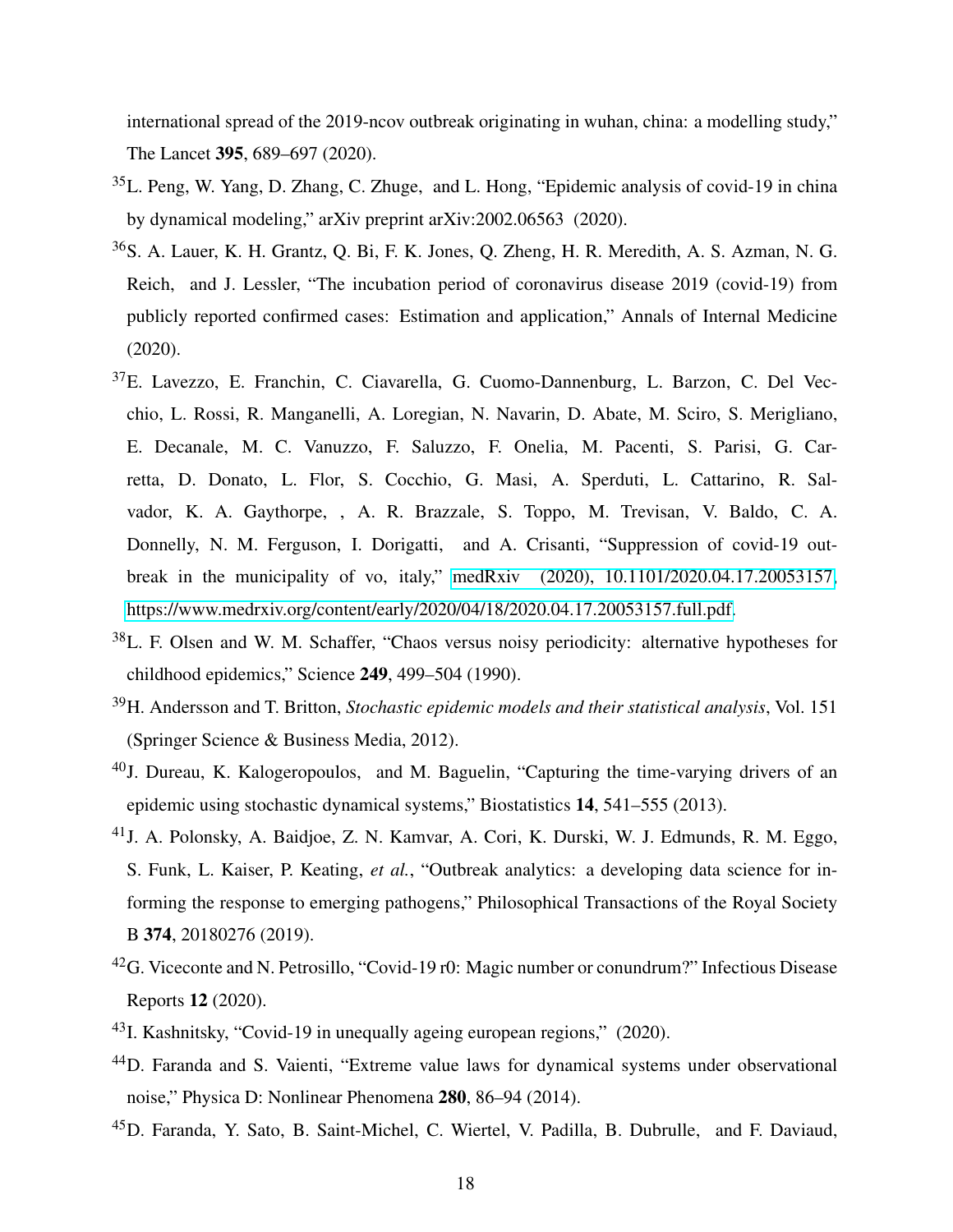international spread of the 2019-ncov outbreak originating in wuhan, china: a modelling study," The Lancet **395**, 689–697 (2020).

[35]L. Peng, W. Yang, D. Zhang, C. Zhuge, and L. Hong, "Epidemic analysis of covid-19 in china by dynamical modeling," arXiv preprint arXiv:2002.06563 (2020).

[36]S. A. Lauer, K. H. Grantz, Q. Bi, F. K. Jones, Q. Zheng, H. R. Meredith, A. S. Azman, N. G. Reich, and J. Lessler, "The incubation period of coronavirus disease 2019 (covid-19) from publicly reported confirmed cases: Estimation and application," Annals of Internal Medicine (2020).

[37]E. Lavezzo, E. Franchin, C. Ciavarella, G. Cuomo-Dannenburg, L. Barzon, C. Del Vecchio, L. Rossi, R. Manganelli, A. Loregian, N. Navarin, D. Abate, M. Sciro, S. Merigliano, E. Decanale, M. C. Vanuzzo, F. Saluzzo, F. Onelia, M. Pacenti, S. Parisi, G. Carretta, D. Donato, L. Flor, S. Cocchio, G. Masi, A. Sperduti, L. Cattarino, R. Salvador, K. A. Gaythorpe, , A. R. Brazzale, S. Toppo, M. Trevisan, V. Baldo, C. A. Donnelly, N. M. Ferguson, I. Dorigatti, and A. Crisanti, "Suppression of covid-19 outbreak in the municipality of vo, italy," medRxiv (2020), 10.1101/2020.04.17.20053157, https://www.medrxiv.org/content/early/2020/04/18/2020.04.17.20053157.full.pdf.

[38]L. F. Olsen and W. M. Schaffer, "Chaos versus noisy periodicity: alternative hypotheses for childhood epidemics," Science **249**, 499–504 (1990).

[39]H. Andersson and T. Britton, *Stochastic epidemic models and their statistical analysis*, Vol. 151 (Springer Science & Business Media, 2012).

[40]J. Dureau, K. Kalogeropoulos, and M. Baguelin, "Capturing the time-varying drivers of an epidemic using stochastic dynamical systems," Biostatistics **14**, 541–555 (2013).

[41]J. A. Polonsky, A. Baidjoe, Z. N. Kamvar, A. Cori, K. Durski, W. J. Edmunds, R. M. Eggo, S. Funk, L. Kaiser, P. Keating, *et al.*, "Outbreak analytics: a developing data science for informing the response to emerging pathogens," Philosophical Transactions of the Royal Society B **374**, 20180276 (2019).

[42]G. Viceconte and N. Petrosillo, "Covid-19 r0: Magic number or conundrum?" Infectious Disease Reports **12** (2020).

[43]I. Kashnitsky, "Covid-19 in unequally ageing european regions," (2020).

[44]D. Faranda and S. Vaienti, "Extreme value laws for dynamical systems under observational noise," Physica D: Nonlinear Phenomena **280**, 86–94 (2014).

[45]D. Faranda, Y. Sato, B. Saint-Michel, C. Wiertel, V. Padilla, B. Dubrulle, and F. Daviaud,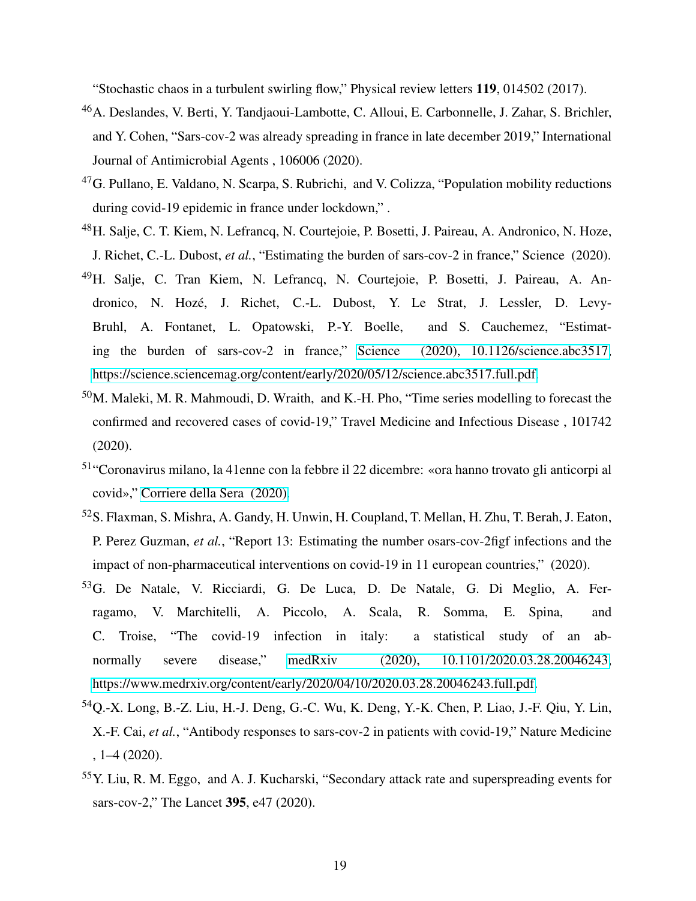"Stochastic chaos in a turbulent swirling flow," Physical review letters **119**, 014502 (2017).

[46] A. Deslandes, V. Berti, Y. Tandjaoui-Lambotte, C. Alloui, E. Carbonnelle, J. Zahar, S. Brichler, and Y. Cohen, "Sars-cov-2 was already spreading in france in late december 2019," International Journal of Antimicrobial Agents , 106006 (2020).

[47] G. Pullano, E. Valdano, N. Scarpa, S. Rubrichi, and V. Colizza, "Population mobility reductions during covid-19 epidemic in france under lockdown," .

[48] H. Salje, C. T. Kiem, N. Lefrancq, N. Courtejoie, P. Bosetti, J. Paireau, A. Andronico, N. Hoze, J. Richet, C.-L. Dubost, *et al.*, "Estimating the burden of sars-cov-2 in france," Science (2020).

[49] H. Salje, C. Tran Kiem, N. Lefrancq, N. Courtejoie, P. Bosetti, J. Paireau, A. Andronico, N. Hozé, J. Richet, C.-L. Dubost, Y. Le Strat, J. Lessler, D. Levy-Bruhl, A. Fontanet, L. Opatowski, P.-Y. Boelle, and S. Cauchemez, "Estimating the burden of sars-cov-2 in france," Science (2020), 10.1126/science.abc3517, https://science.sciencemag.org/content/early/2020/05/12/science.abc3517.full.pdf.

[50] M. Maleki, M. R. Mahmoudi, D. Wraith, and K.-H. Pho, "Time series modelling to forecast the confirmed and recovered cases of covid-19," Travel Medicine and Infectious Disease , 101742 (2020).

[51] "Coronavirus milano, la 41enne con la febbre il 22 dicembre: «ora hanno trovato gli anticorpi al covid»," Corriere della Sera (2020).

[52] S. Flaxman, S. Mishra, A. Gandy, H. Unwin, H. Coupland, T. Mellan, H. Zhu, T. Berah, J. Eaton, P. Perez Guzman, *et al.*, "Report 13: Estimating the number osars-cov-2figf infections and the impact of non-pharmaceutical interventions on covid-19 in 11 european countries," (2020).

[53] G. De Natale, V. Ricciardi, G. De Luca, D. De Natale, G. Di Meglio, A. Ferragamo, V. Marchitelli, A. Piccolo, A. Scala, R. Somma, E. Spina, and C. Troise, "The covid-19 infection in italy: a statistical study of an abnormally severe disease," medRxiv (2020), 10.1101/2020.03.28.20046243, https://www.medrxiv.org/content/early/2020/04/10/2020.03.28.20046243.full.pdf.

[54] Q.-X. Long, B.-Z. Liu, H.-J. Deng, G.-C. Wu, K. Deng, Y.-K. Chen, P. Liao, J.-F. Qiu, Y. Lin, X.-F. Cai, *et al.*, "Antibody responses to sars-cov-2 in patients with covid-19," Nature Medicine , 1–4 (2020).

[55] Y. Liu, R. M. Eggo, and A. J. Kucharski, "Secondary attack rate and superspreading events for sars-cov-2," The Lancet **395**, e47 (2020).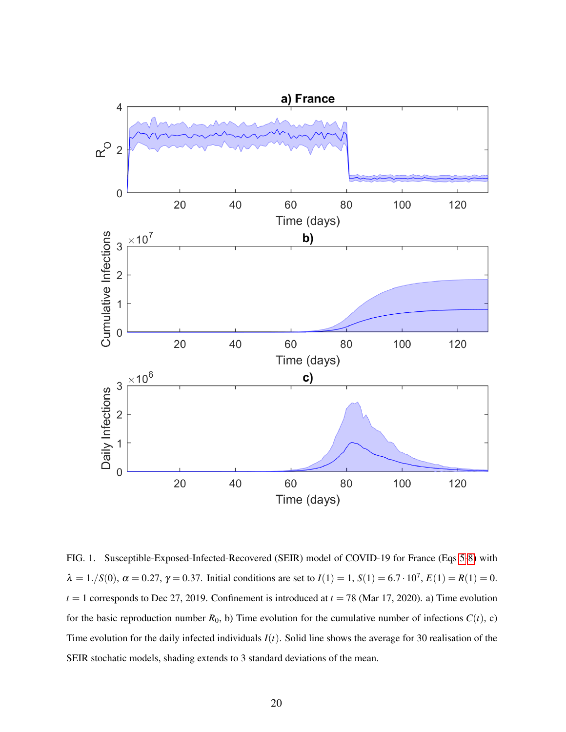FIG. 1. Susceptible-Exposed-Infected-Recovered (SEIR) model of COVID-19 for France (Eqs 5-8) with $\lambda = 1./S(0)$, $\alpha = 0.27$, $\gamma = 0.37$. Initial conditions are set to $I(1) = 1$, $S(1) = 6.7 \cdot 10^7$, $E(1) = R(1) = 0$. $t = 1$ corresponds to Dec 27, 2019. Confinement is introduced at $t = 78$ (Mar 17, 2020). a) Time evolution for the basic reproduction number $R_0$, b) Time evolution for the cumulative number of infections $C(t)$, c) Time evolution for the daily infected individuals $I(t)$. Solid line shows the average for 30 realisation of the SEIR stochatic models, shading extends to 3 standard deviations of the mean.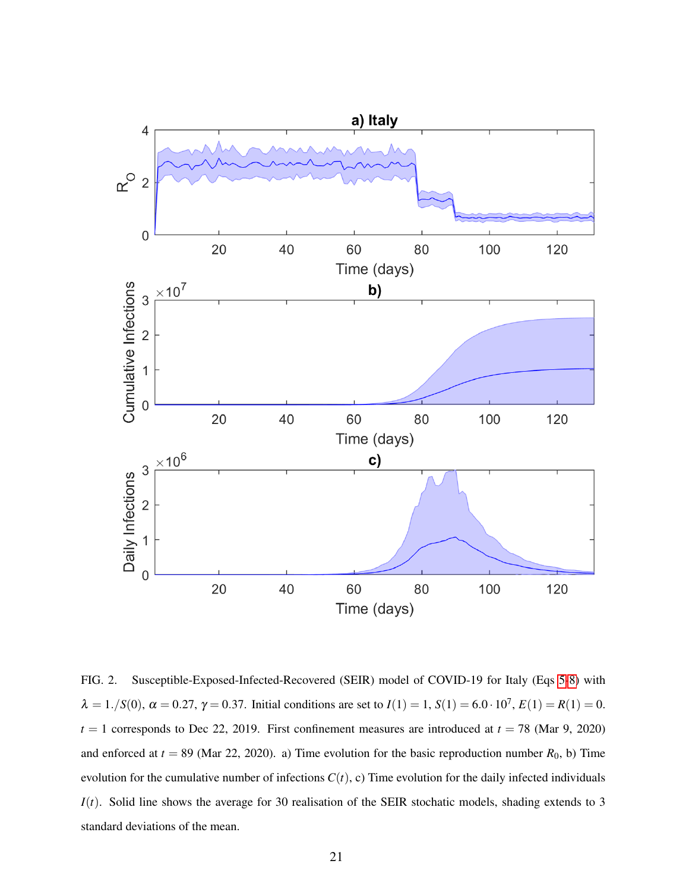FIG. 2. Susceptible-Exposed-Infected-Recovered (SEIR) model of COVID-19 for Italy (Eqs 5-8) with $\lambda = 1./S(0)$, $\alpha = 0.27$, $\gamma = 0.37$. Initial conditions are set to $I(1) = 1$, $S(1) = 6.0 \cdot 10^7$, $E(1) = R(1) = 0$. $t = 1$ corresponds to Dec 22, 2019. First confinement measures are introduced at $t = 78$ (Mar 9, 2020) and enforced at $t = 89$ (Mar 22, 2020). a) Time evolution for the basic reproduction number $R_0$, b) Time evolution for the cumulative number of infections $C(t)$, c) Time evolution for the daily infected individuals $I(t)$. Solid line shows the average for 30 realisation of the SEIR stochatic models, shading extends to 3 standard deviations of the mean.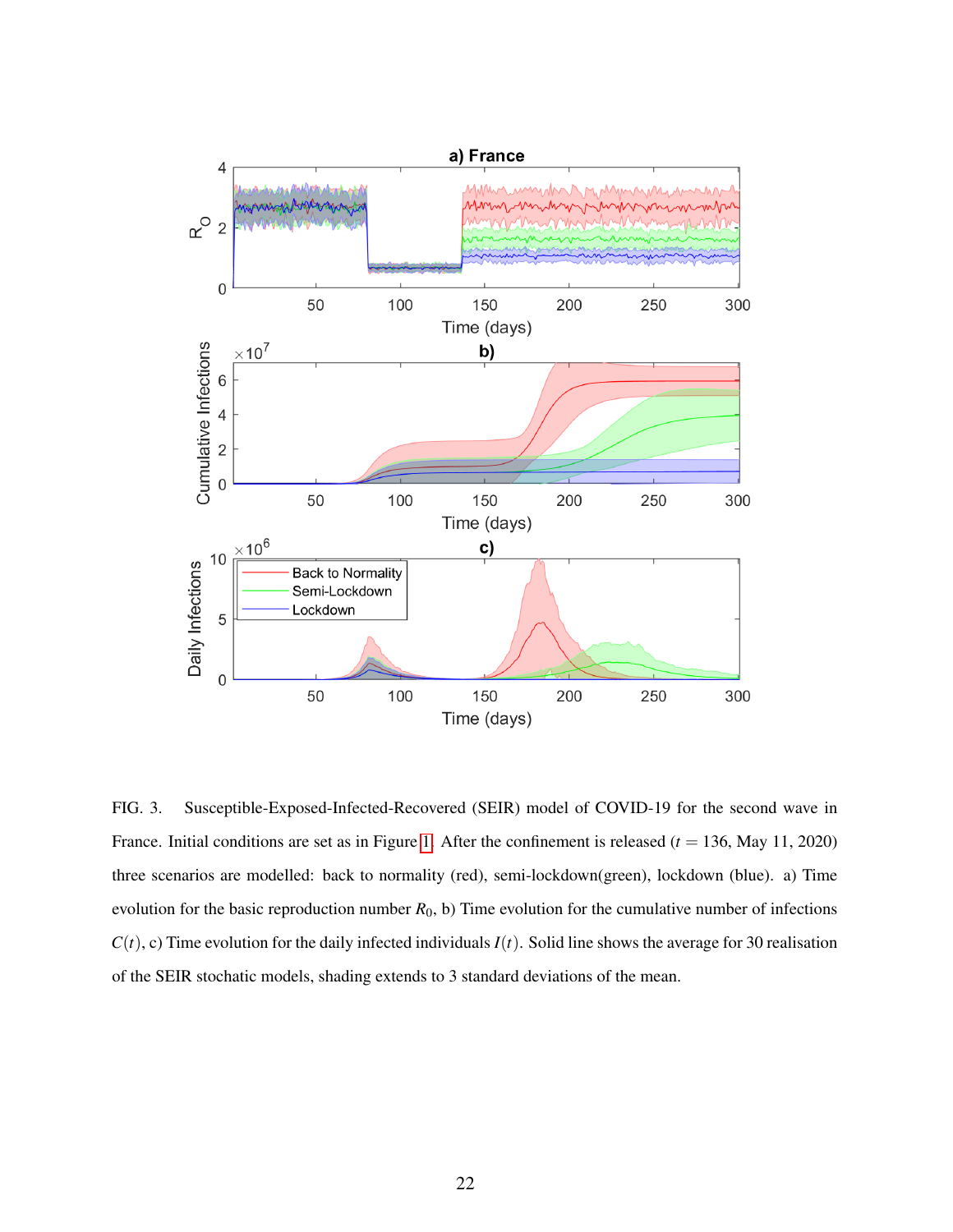FIG. 3. Susceptible-Exposed-Infected-Recovered (SEIR) model of COVID-19 for the second wave in France. Initial conditions are set as in Figure 1. After the confinement is released ($t = 136$, May 11, 2020) three scenarios are modelled: back to normality (red), semi-lockdown(green), lockdown (blue). a) Time evolution for the basic reproduction number $R_0$, b) Time evolution for the cumulative number of infections $C(t)$, c) Time evolution for the daily infected individuals $I(t)$. Solid line shows the average for 30 realisation of the SEIR stochatic models, shading extends to 3 standard deviations of the mean.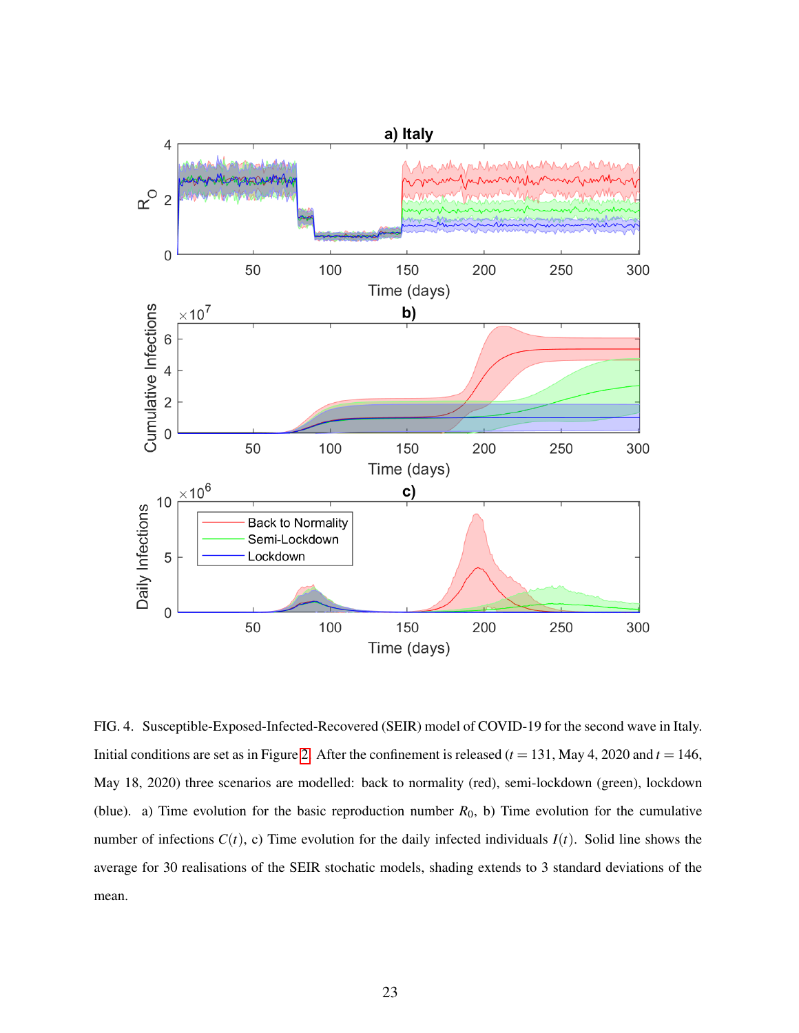FIG. 4. Susceptible-Exposed-Infected-Recovered (SEIR) model of COVID-19 for the second wave in Italy. Initial conditions are set as in Figure 2. After the confinement is released ($t = 131$, May 4, 2020 and $t = 146$, May 18, 2020) three scenarios are modelled: back to normality (red), semi-lockdown (green), lockdown (blue). a) Time evolution for the basic reproduction number $R_0$, b) Time evolution for the cumulative number of infections $C(t)$, c) Time evolution for the daily infected individuals $I(t)$. Solid line shows the average for 30 realisations of the SEIR stochatic models, shading extends to 3 standard deviations of the mean.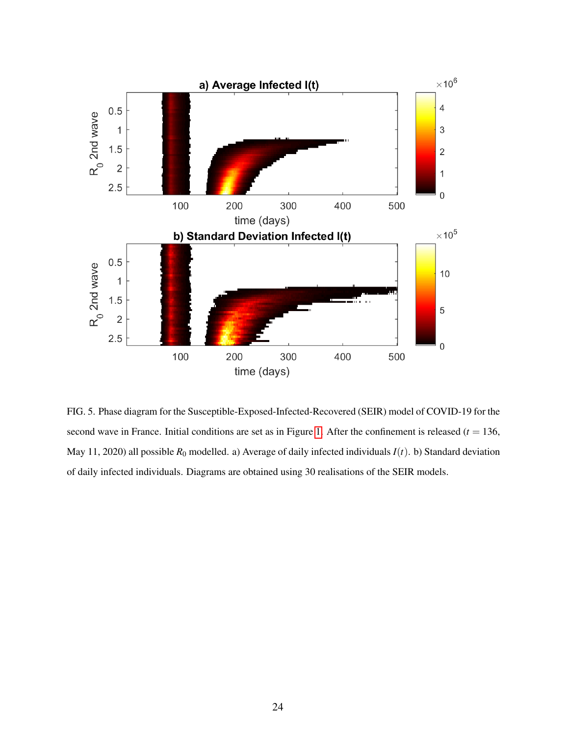FIG. 5. Phase diagram for the Susceptible-Exposed-Infected-Recovered (SEIR) model of COVID-19 for the second wave in France. Initial conditions are set as in Figure 1. After the confinement is released ($t = 136$, May 11, 2020) all possible $R_0$ modelled. a) Average of daily infected individuals $I(t)$. b) Standard deviation of daily infected individuals. Diagrams are obtained using 30 realisations of the SEIR models.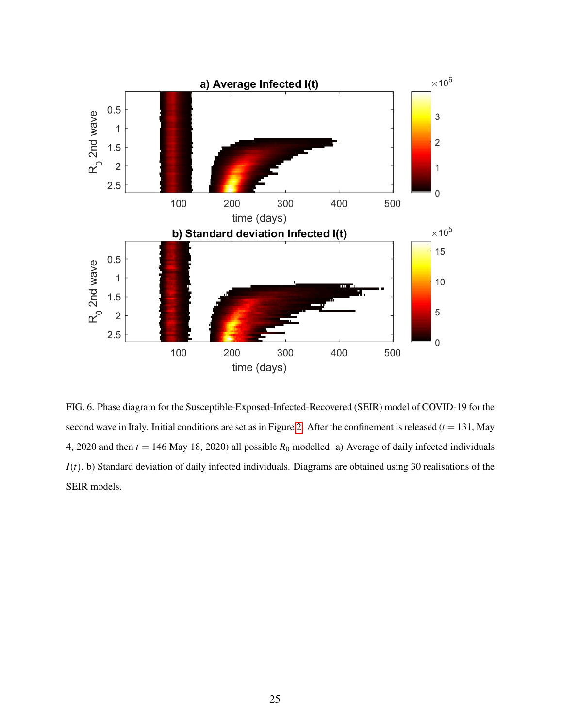a) Average Infected I(t)

$\times 10^6$

3
2
1
0

$R_0$ 2nd wave

0.5
1
1.5
2
2.5

100
200
300
400
500

time (days)

b) Standard deviation Infected I(t)

$\times 10^5$

15
10
5
0

$R_0$ 2nd wave

0.5
1
1.5
2
2.5

100
200
300
400
500

time (days)

FIG. 6. Phase diagram for the Susceptible-Exposed-Infected-Recovered (SEIR) model of COVID-19 for the second wave in Italy. Initial conditions are set as in Figure 2. After the confinement is released ($t = 131$, May 4, 2020 and then $t = 146$ May 18, 2020) all possible $R_0$ modelled. a) Average of daily infected individuals $I(t)$. b) Standard deviation of daily infected individuals. Diagrams are obtained using 30 realisations of the SEIR models.